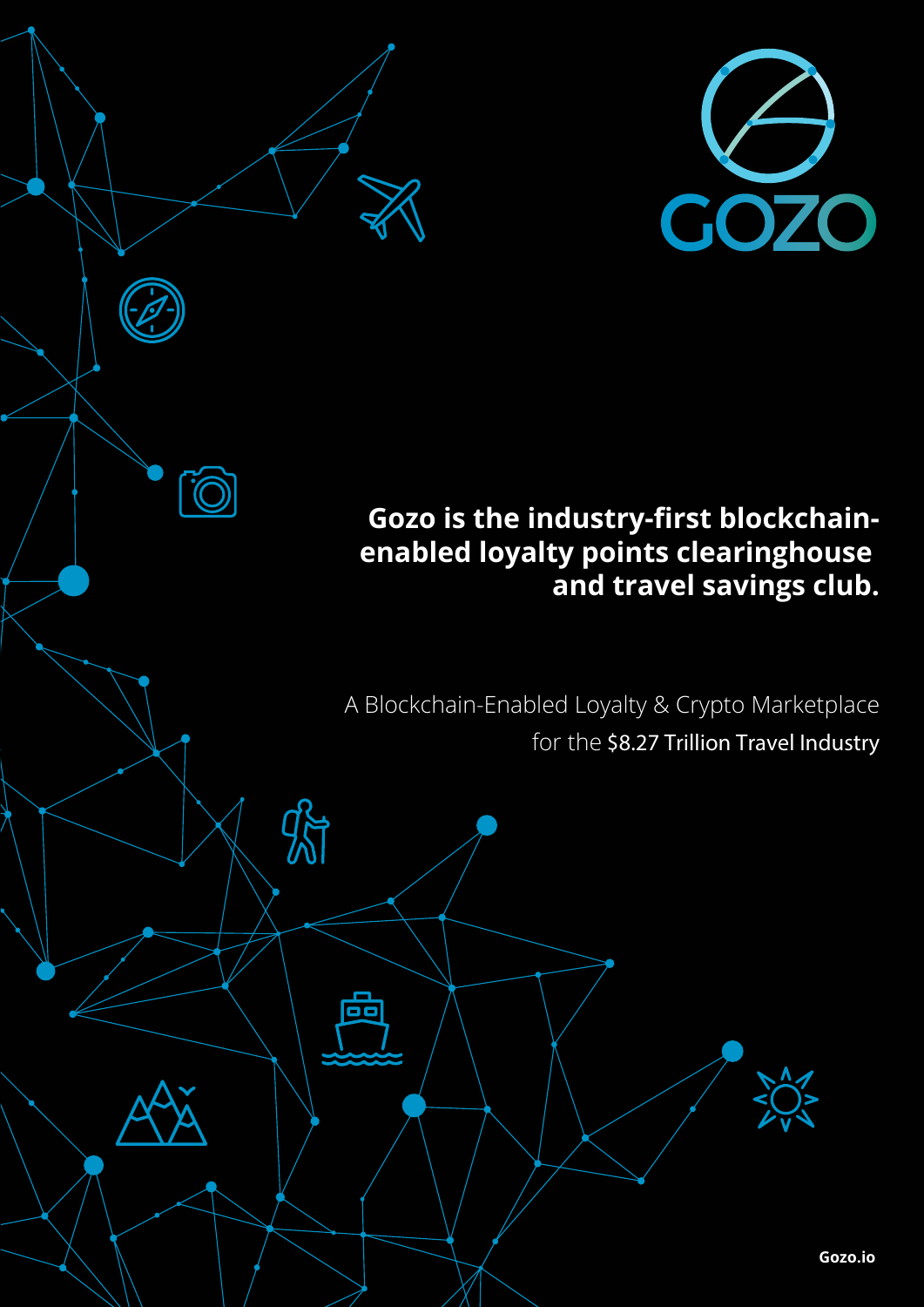GOZO

**Gozo is the industry-first blockchain-enabled loyalty points clearinghouse and travel savings club.**

A Blockchain-Enabled Loyalty & Crypto Marketplace for the $8.27 Trillion Travel Industry

Gozo.io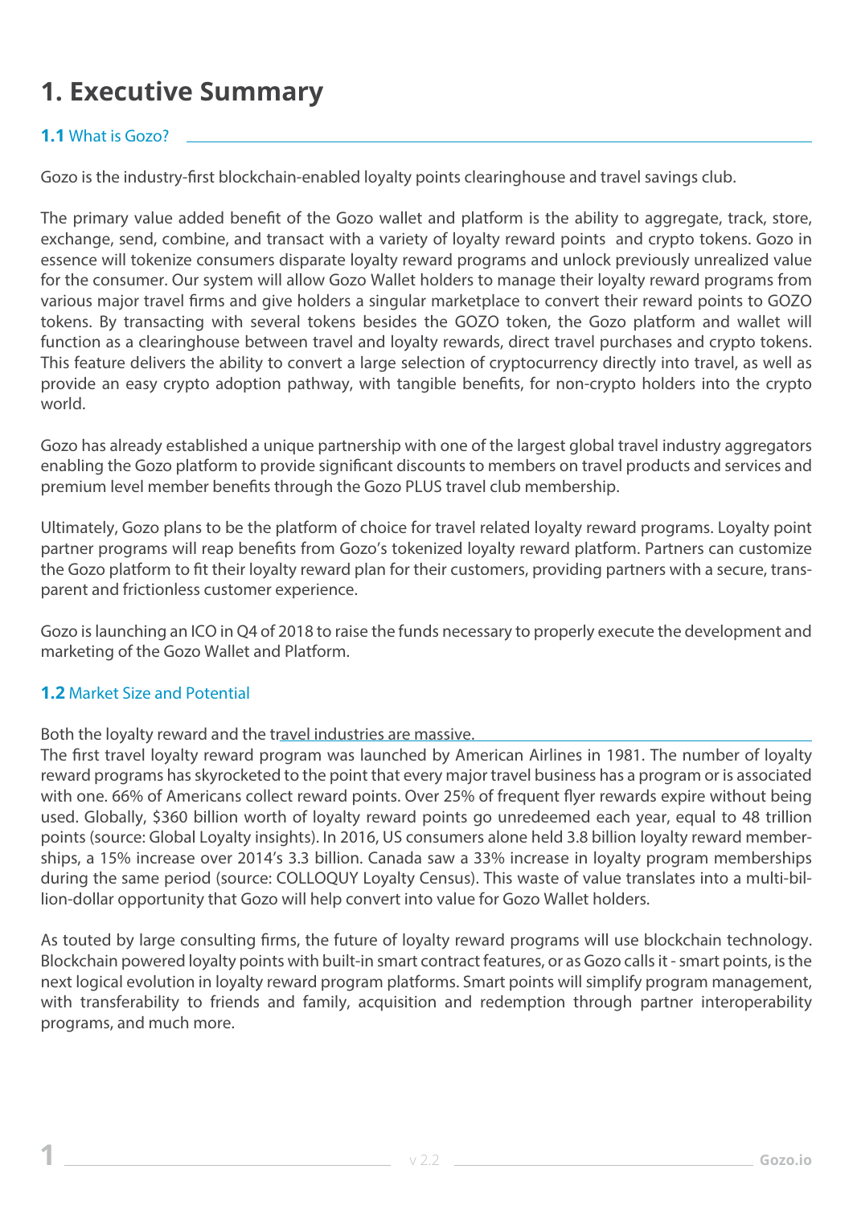# 1. Executive Summary

## **1.1** What is Gozo?

Gozo is the industry-first blockchain-enabled loyalty points clearinghouse and travel savings club.

The primary value added benefit of the Gozo wallet and platform is the ability to aggregate, track, store, exchange, send, combine, and transact with a variety of loyalty reward points and crypto tokens. Gozo in essence will tokenize consumers disparate loyalty reward programs and unlock previously unrealized value for the consumer. Our system will allow Gozo Wallet holders to manage their loyalty reward programs from various major travel firms and give holders a singular marketplace to convert their reward points to GOZO tokens. By transacting with several tokens besides the GOZO token, the Gozo platform and wallet will function as a clearinghouse between travel and loyalty rewards, direct travel purchases and crypto tokens. This feature delivers the ability to convert a large selection of cryptocurrency directly into travel, as well as provide an easy crypto adoption pathway, with tangible benefits, for non-crypto holders into the crypto world.

Gozo has already established a unique partnership with one of the largest global travel industry aggregators enabling the Gozo platform to provide significant discounts to members on travel products and services and premium level member benefits through the Gozo PLUS travel club membership.

Ultimately, Gozo plans to be the platform of choice for travel related loyalty reward programs. Loyalty point partner programs will reap benefits from Gozo's tokenized loyalty reward platform. Partners can customize the Gozo platform to fit their loyalty reward plan for their customers, providing partners with a secure, transparent and frictionless customer experience.

Gozo is launching an ICO in Q4 of 2018 to raise the funds necessary to properly execute the development and marketing of the Gozo Wallet and Platform.

## **1.2** Market Size and Potential

Both the loyalty reward and the travel industries are massive.

The first travel loyalty reward program was launched by American Airlines in 1981. The number of loyalty reward programs has skyrocketed to the point that every major travel business has a program or is associated with one. 66% of Americans collect reward points. Over 25% of frequent flyer rewards expire without being used. Globally, $360 billion worth of loyalty reward points go unredeemed each year, equal to 48 trillion points (source: Global Loyalty insights). In 2016, US consumers alone held 3.8 billion loyalty reward memberships, a 15% increase over 2014's 3.3 billion. Canada saw a 33% increase in loyalty program memberships during the same period (source: COLLOQUY Loyalty Census). This waste of value translates into a multi-billion-dollar opportunity that Gozo will help convert into value for Gozo Wallet holders.

As touted by large consulting firms, the future of loyalty reward programs will use blockchain technology. Blockchain powered loyalty points with built-in smart contract features, or as Gozo calls it - smart points, is the next logical evolution in loyalty reward program platforms. Smart points will simplify program management, with transferability to friends and family, acquisition and redemption through partner interoperability programs, and much more.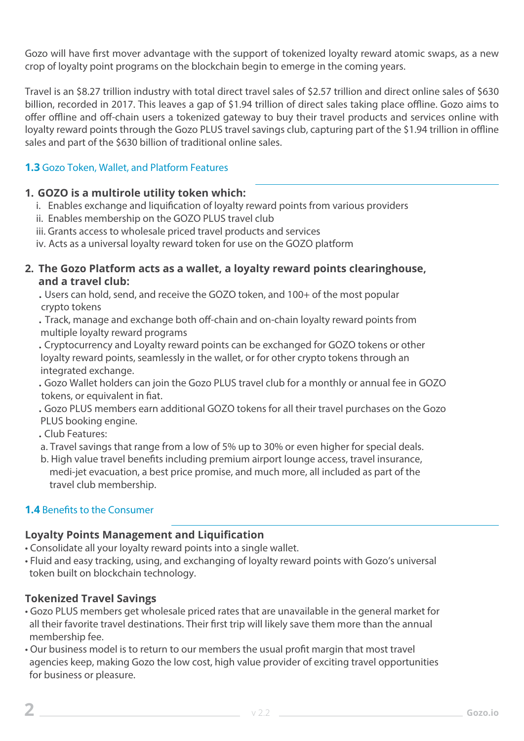Gozo will have first mover advantage with the support of tokenized loyalty reward atomic swaps, as a new crop of loyalty point programs on the blockchain begin to emerge in the coming years.

Travel is an $8.27 trillion industry with total direct travel sales of $2.57 trillion and direct online sales of $630 billion, recorded in 2017. This leaves a gap of $1.94 trillion of direct sales taking place offline. Gozo aims to offer offline and off-chain users a tokenized gateway to buy their travel products and services online with loyalty reward points through the Gozo PLUS travel savings club, capturing part of the $1.94 trillion in offline sales and part of the $630 billion of traditional online sales.

## 1.3 Gozo Token, Wallet, and Platform Features

**1. GOZO is a multirole utility token which:**

i. Enables exchange and liquification of loyalty reward points from various providers
ii. Enables membership on the GOZO PLUS travel club
iii. Grants access to wholesale priced travel products and services
iv. Acts as a universal loyalty reward token for use on the GOZO platform

**2. The Gozo Platform acts as a wallet, a loyalty reward points clearinghouse, and a travel club:**

- Users can hold, send, and receive the GOZO token, and 100+ of the most popular crypto tokens
- Track, manage and exchange both off-chain and on-chain loyalty reward points from multiple loyalty reward programs
- Cryptocurrency and Loyalty reward points can be exchanged for GOZO tokens or other loyalty reward points, seamlessly in the wallet, or for other crypto tokens through an integrated exchange.
- Gozo Wallet holders can join the Gozo PLUS travel club for a monthly or annual fee in GOZO tokens, or equivalent in fiat.
- Gozo PLUS members earn additional GOZO tokens for all their travel purchases on the Gozo PLUS booking engine.
- Club Features:
  a. Travel savings that range from a low of 5% up to 30% or even higher for special deals.
  b. High value travel benefits including premium airport lounge access, travel insurance, medi-jet evacuation, a best price promise, and much more, all included as part of the travel club membership.

## 1.4 Benefits to the Consumer

### Loyalty Points Management and Liquification

- Consolidate all your loyalty reward points into a single wallet.
- Fluid and easy tracking, using, and exchanging of loyalty reward points with Gozo's universal token built on blockchain technology.

### Tokenized Travel Savings

- Gozo PLUS members get wholesale priced rates that are unavailable in the general market for all their favorite travel destinations. Their first trip will likely save them more than the annual membership fee.
- Our business model is to return to our members the usual profit margin that most travel agencies keep, making Gozo the low cost, high value provider of exciting travel opportunities for business or pleasure.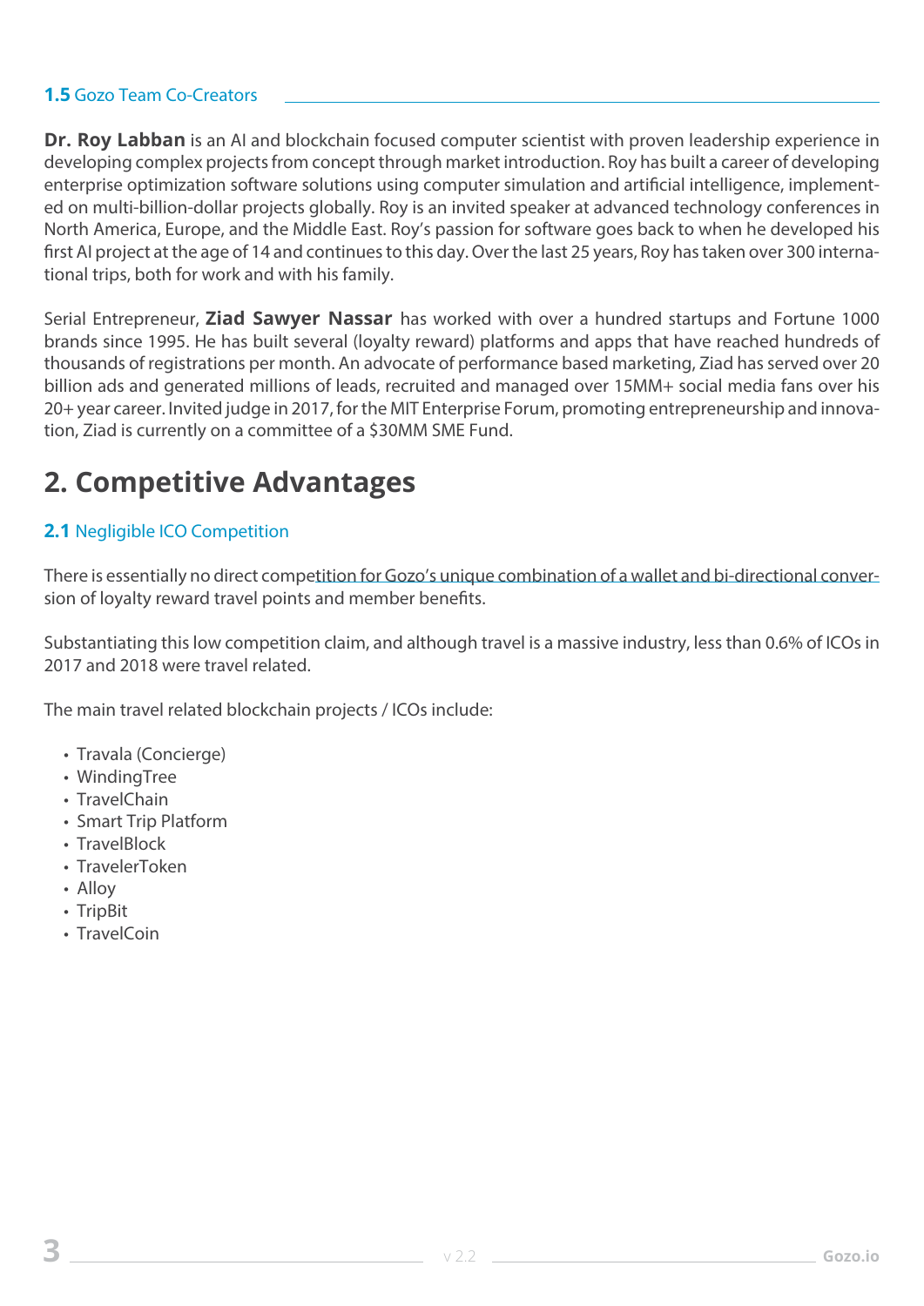### 1.5 Gozo Team Co-Creators

**Dr. Roy Labban** is an AI and blockchain focused computer scientist with proven leadership experience in developing complex projects from concept through market introduction. Roy has built a career of developing enterprise optimization software solutions using computer simulation and artificial intelligence, implemented on multi-billion-dollar projects globally. Roy is an invited speaker at advanced technology conferences in North America, Europe, and the Middle East. Roy's passion for software goes back to when he developed his first AI project at the age of 14 and continues to this day. Over the last 25 years, Roy has taken over 300 international trips, both for work and with his family.

Serial Entrepreneur, **Ziad Sawyer Nassar** has worked with over a hundred startups and Fortune 1000 brands since 1995. He has built several (loyalty reward) platforms and apps that have reached hundreds of thousands of registrations per month. An advocate of performance based marketing, Ziad has served over 20 billion ads and generated millions of leads, recruited and managed over 15MM+ social media fans over his 20+ year career. Invited judge in 2017, for the MIT Enterprise Forum, promoting entrepreneurship and innovation, Ziad is currently on a committee of a $30MM SME Fund.

# 2. Competitive Advantages

### 2.1 Negligible ICO Competition

There is essentially no direct competition for Gozo's unique combination of a wallet and bi-directional conversion of loyalty reward travel points and member benefits.

Substantiating this low competition claim, and although travel is a massive industry, less than 0.6% of ICOs in 2017 and 2018 were travel related.

The main travel related blockchain projects / ICOs include:

- Travala (Concierge)
- WindingTree
- TravelChain
- Smart Trip Platform
- TravelBlock
- TravelerToken
- Alloy
- TripBit
- TravelCoin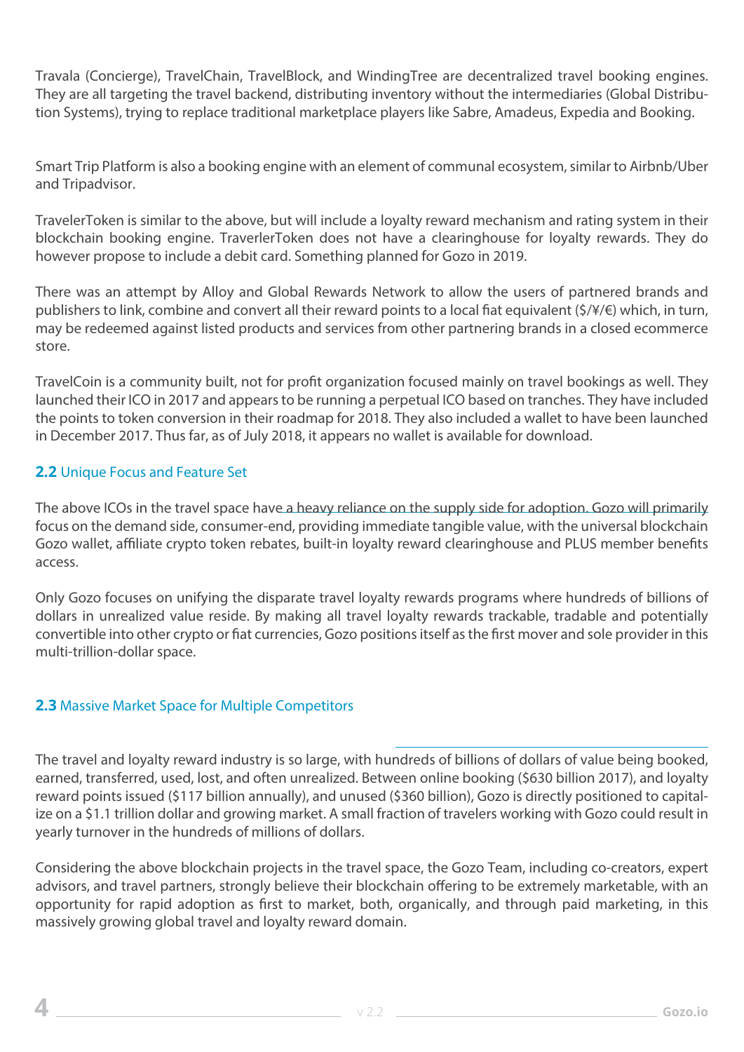Travala (Concierge), TravelChain, TravelBlock, and WindingTree are decentralized travel booking engines. They are all targeting the travel backend, distributing inventory without the intermediaries (Global Distribution Systems), trying to replace traditional marketplace players like Sabre, Amadeus, Expedia and Booking.

Smart Trip Platform is also a booking engine with an element of communal ecosystem, similar to Airbnb/Uber and Tripadvisor.

TravelerToken is similar to the above, but will include a loyalty reward mechanism and rating system in their blockchain booking engine. TraverlerToken does not have a clearinghouse for loyalty rewards. They do however propose to include a debit card. Something planned for Gozo in 2019.

There was an attempt by Alloy and Global Rewards Network to allow the users of partnered brands and publishers to link, combine and convert all their reward points to a local fiat equivalent ($/¥/€) which, in turn, may be redeemed against listed products and services from other partnering brands in a closed ecommerce store.

TravelCoin is a community built, not for profit organization focused mainly on travel bookings as well. They launched their ICO in 2017 and appears to be running a perpetual ICO based on tranches. They have included the points to token conversion in their roadmap for 2018. They also included a wallet to have been launched in December 2017. Thus far, as of July 2018, it appears no wallet is available for download.

## 2.2 Unique Focus and Feature Set

The above ICOs in the travel space have a heavy reliance on the supply side for adoption. Gozo will primarily focus on the demand side, consumer-end, providing immediate tangible value, with the universal blockchain Gozo wallet, affiliate crypto token rebates, built-in loyalty reward clearinghouse and PLUS member benefits access.

Only Gozo focuses on unifying the disparate travel loyalty rewards programs where hundreds of billions of dollars in unrealized value reside. By making all travel loyalty rewards trackable, tradable and potentially convertible into other crypto or fiat currencies, Gozo positions itself as the first mover and sole provider in this multi-trillion-dollar space.

## 2.3 Massive Market Space for Multiple Competitors

The travel and loyalty reward industry is so large, with hundreds of billions of dollars of value being booked, earned, transferred, used, lost, and often unrealized. Between online booking ($630 billion 2017), and loyalty reward points issued ($117 billion annually), and unused ($360 billion), Gozo is directly positioned to capitalize on a $1.1 trillion dollar and growing market. A small fraction of travelers working with Gozo could result in yearly turnover in the hundreds of millions of dollars.

Considering the above blockchain projects in the travel space, the Gozo Team, including co-creators, expert advisors, and travel partners, strongly believe their blockchain offering to be extremely marketable, with an opportunity for rapid adoption as first to market, both, organically, and through paid marketing, in this massively growing global travel and loyalty reward domain.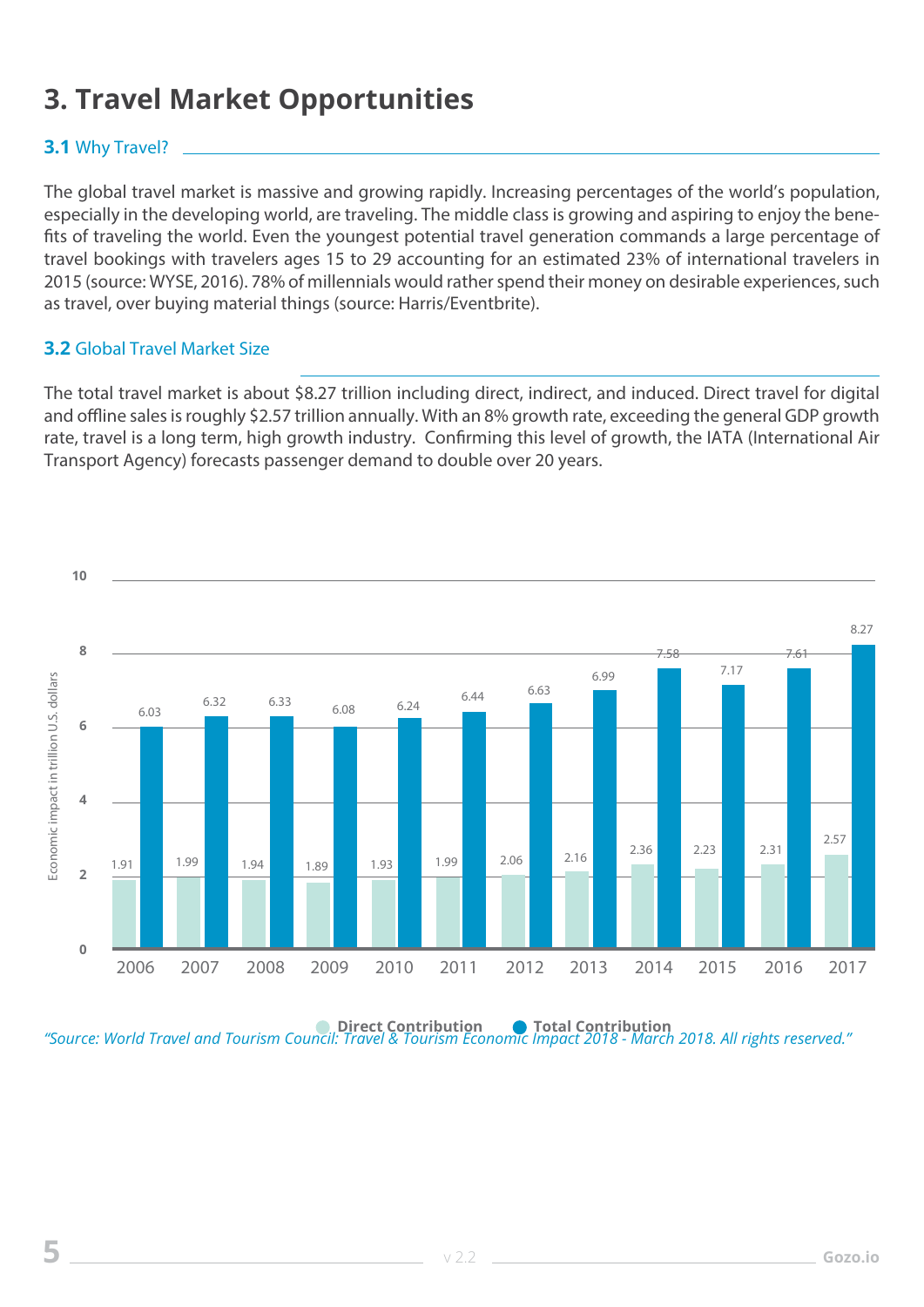# 3. Travel Market Opportunities

## 3.1 Why Travel?

The global travel market is massive and growing rapidly. Increasing percentages of the world's population, especially in the developing world, are traveling. The middle class is growing and aspiring to enjoy the benefits of traveling the world. Even the youngest potential travel generation commands a large percentage of travel bookings with travelers ages 15 to 29 accounting for an estimated 23% of international travelers in 2015 (source: WYSE, 2016). 78% of millennials would rather spend their money on desirable experiences, such as travel, over buying material things (source: Harris/Eventbrite).

## 3.2 Global Travel Market Size

The total travel market is about $8.27 trillion including direct, indirect, and induced. Direct travel for digital and offline sales is roughly $2.57 trillion annually. With an 8% growth rate, exceeding the general GDP growth rate, travel is a long term, high growth industry. Confirming this level of growth, the IATA (International Air Transport Agency) forecasts passenger demand to double over 20 years.

Economic impact in trillion U.S. dollars

| Year | Direct Contribution | Total Contribution |
|---|---|---|
| 2006 | 1.91 | 6.03 |
| 2007 | 1.99 | 6.32 |
| 2008 | 1.94 | 6.33 |
| 2009 | 1.89 | 6.08 |
| 2010 | 1.93 | 6.24 |
| 2011 | 1.99 | 6.44 |
| 2012 | 2.06 | 6.63 |
| 2013 | 2.16 | 6.99 |
| 2014 | 2.36 | 7.58 |
| 2015 | 2.23 | 7.17 |
| 2016 | 2.31 | 7.61 |
| 2017 | 2.57 | 8.27 |

*"Source: World Travel and Tourism Council: Travel & Tourism Economic Impact 2018 - March 2018. All rights reserved."*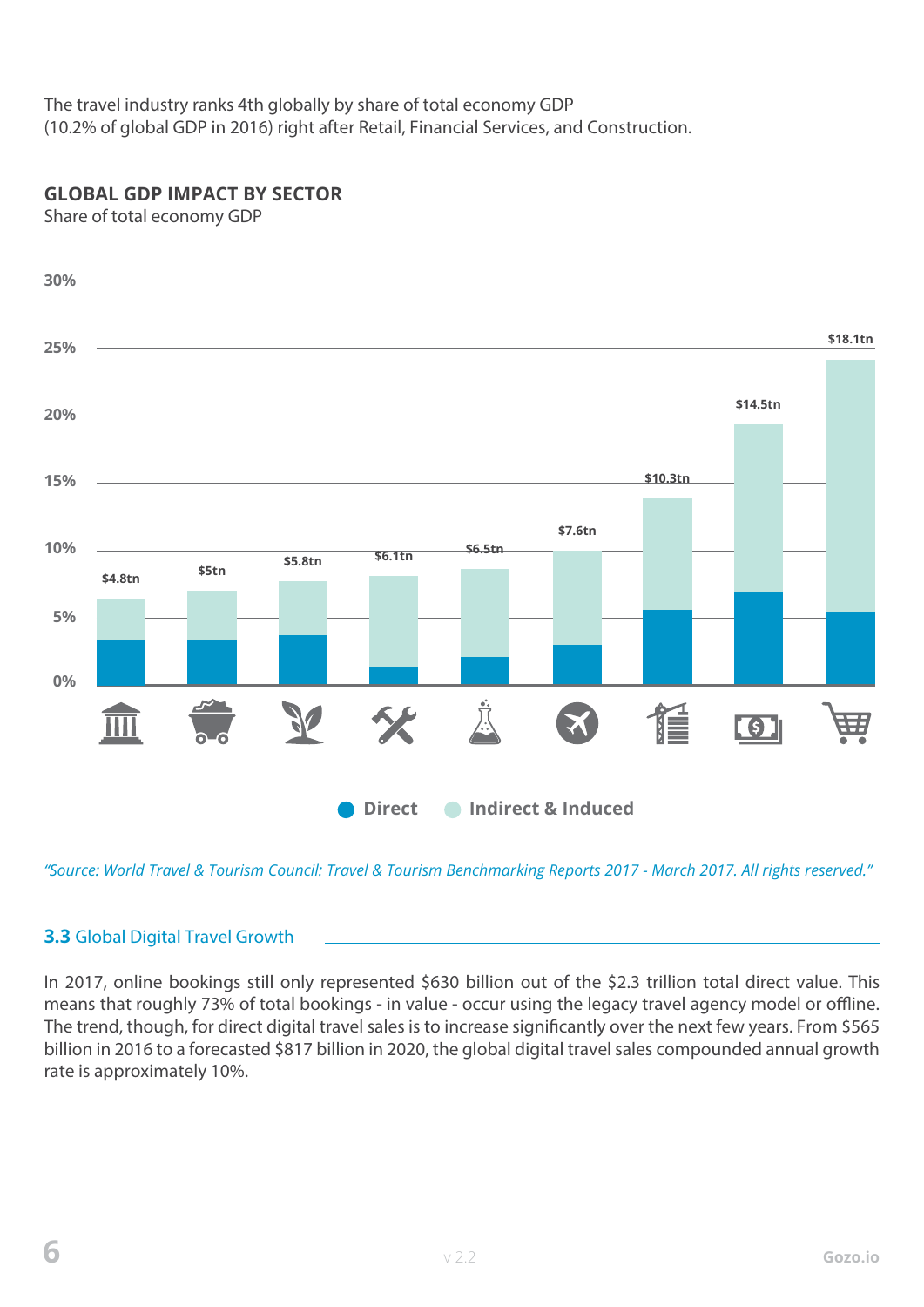The travel industry ranks 4th globally by share of total economy GDP (10.2% of global GDP in 2016) right after Retail, Financial Services, and Construction.

**GLOBAL GDP IMPACT BY SECTOR**

Share of total economy GDP

30%
25%
20%
15%
10%
5%
0%

$4.8tn $5tn $5.8tn $6.1tn $6.5tn $7.6tn $10.3tn $14.5tn $18.1tn

Direct   Indirect & Induced

*"Source: World Travel & Tourism Council: Travel & Tourism Benchmarking Reports 2017 - March 2017. All rights reserved."*

## **3.3** Global Digital Travel Growth

In 2017, online bookings still only represented $630 billion out of the $2.3 trillion total direct value. This means that roughly 73% of total bookings - in value - occur using the legacy travel agency model or offline. The trend, though, for direct digital travel sales is to increase significantly over the next few years. From $565 billion in 2016 to a forecasted $817 billion in 2020, the global digital travel sales compounded annual growth rate is approximately 10%.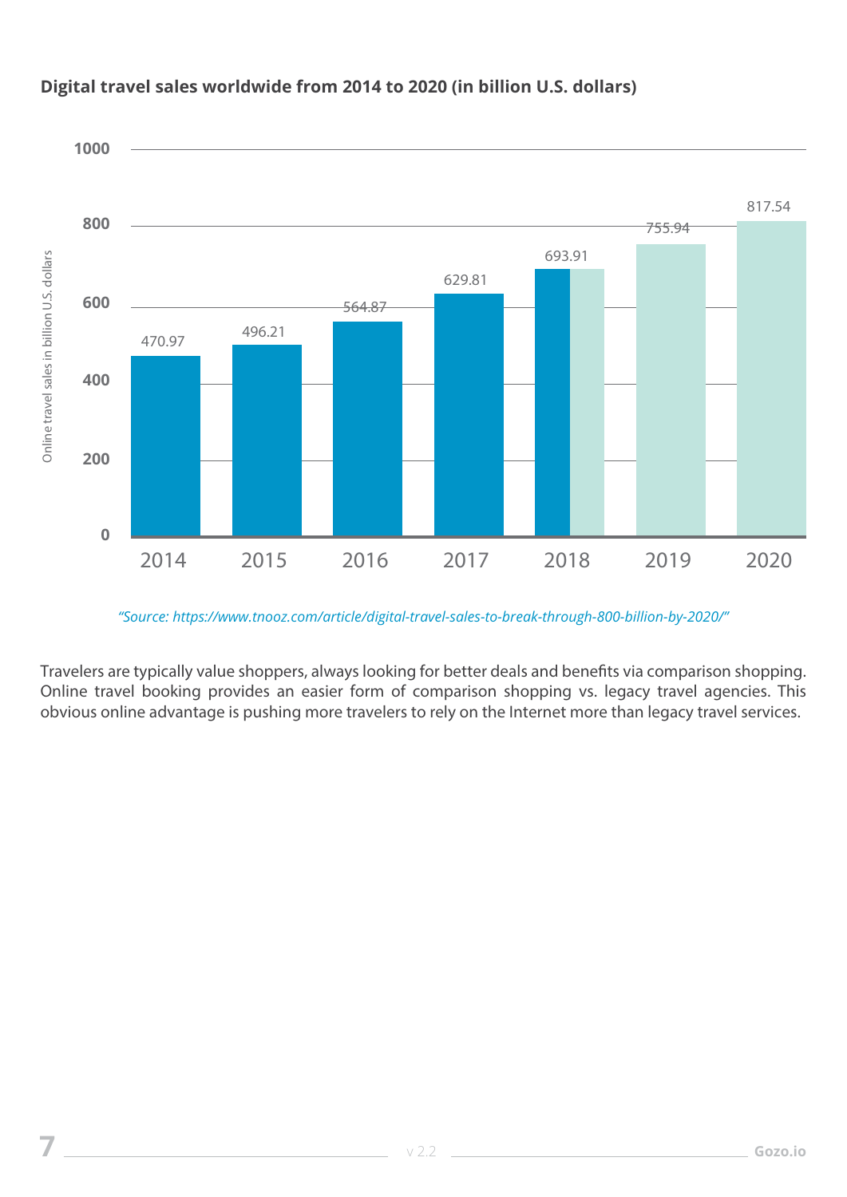**Digital travel sales worldwide from 2014 to 2020 (in billion U.S. dollars)**

| Year | Online travel sales in billion U.S. dollars |
|---|---|
| 2014 | 470.97 |
| 2015 | 496.21 |
| 2016 | 564.87 |
| 2017 | 629.81 |
| 2018 | 693.91 |
| 2019 | 755.94 |
| 2020 | 817.54 |

*"Source: https://www.tnooz.com/article/digital-travel-sales-to-break-through-800-billion-by-2020/"*

Travelers are typically value shoppers, always looking for better deals and benefits via comparison shopping. Online travel booking provides an easier form of comparison shopping vs. legacy travel agencies. This obvious online advantage is pushing more travelers to rely on the Internet more than legacy travel services.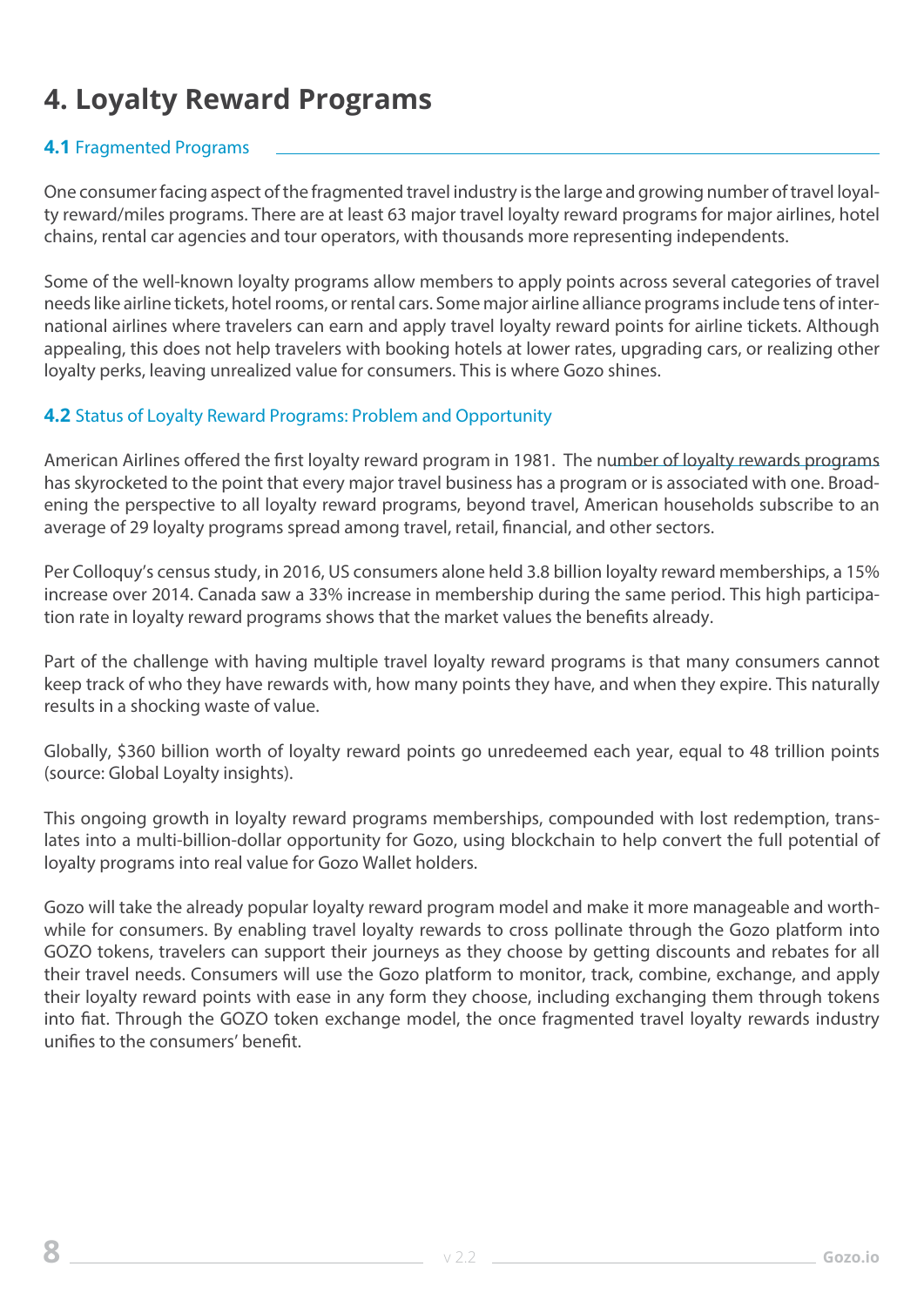# 4. Loyalty Reward Programs

## 4.1 Fragmented Programs

One consumer facing aspect of the fragmented travel industry is the large and growing number of travel loyalty reward/miles programs. There are at least 63 major travel loyalty reward programs for major airlines, hotel chains, rental car agencies and tour operators, with thousands more representing independents.

Some of the well-known loyalty programs allow members to apply points across several categories of travel needs like airline tickets, hotel rooms, or rental cars. Some major airline alliance programs include tens of international airlines where travelers can earn and apply travel loyalty reward points for airline tickets. Although appealing, this does not help travelers with booking hotels at lower rates, upgrading cars, or realizing other loyalty perks, leaving unrealized value for consumers. This is where Gozo shines.

## 4.2 Status of Loyalty Reward Programs: Problem and Opportunity

American Airlines offered the first loyalty reward program in 1981. The number of loyalty rewards programs has skyrocketed to the point that every major travel business has a program or is associated with one. Broadening the perspective to all loyalty reward programs, beyond travel, American households subscribe to an average of 29 loyalty programs spread among travel, retail, financial, and other sectors.

Per Colloquy's census study, in 2016, US consumers alone held 3.8 billion loyalty reward memberships, a 15% increase over 2014. Canada saw a 33% increase in membership during the same period. This high participation rate in loyalty reward programs shows that the market values the benefits already.

Part of the challenge with having multiple travel loyalty reward programs is that many consumers cannot keep track of who they have rewards with, how many points they have, and when they expire. This naturally results in a shocking waste of value.

Globally, $360 billion worth of loyalty reward points go unredeemed each year, equal to 48 trillion points (source: Global Loyalty insights).

This ongoing growth in loyalty reward programs memberships, compounded with lost redemption, translates into a multi-billion-dollar opportunity for Gozo, using blockchain to help convert the full potential of loyalty programs into real value for Gozo Wallet holders.

Gozo will take the already popular loyalty reward program model and make it more manageable and worthwhile for consumers. By enabling travel loyalty rewards to cross pollinate through the Gozo platform into GOZO tokens, travelers can support their journeys as they choose by getting discounts and rebates for all their travel needs. Consumers will use the Gozo platform to monitor, track, combine, exchange, and apply their loyalty reward points with ease in any form they choose, including exchanging them through tokens into fiat. Through the GOZO token exchange model, the once fragmented travel loyalty rewards industry unifies to the consumers' benefit.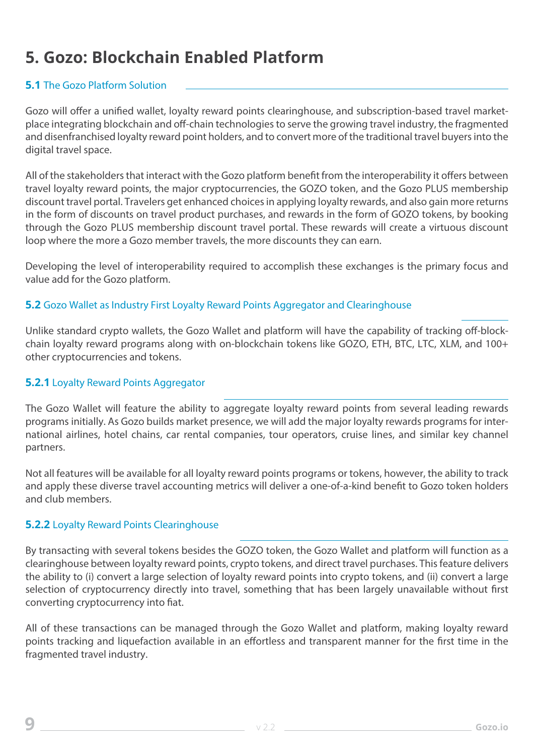# 5. Gozo: Blockchain Enabled Platform

## 5.1 The Gozo Platform Solution

Gozo will offer a unified wallet, loyalty reward points clearinghouse, and subscription-based travel marketplace integrating blockchain and off-chain technologies to serve the growing travel industry, the fragmented and disenfranchised loyalty reward point holders, and to convert more of the traditional travel buyers into the digital travel space.

All of the stakeholders that interact with the Gozo platform benefit from the interoperability it offers between travel loyalty reward points, the major cryptocurrencies, the GOZO token, and the Gozo PLUS membership discount travel portal. Travelers get enhanced choices in applying loyalty rewards, and also gain more returns in the form of discounts on travel product purchases, and rewards in the form of GOZO tokens, by booking through the Gozo PLUS membership discount travel portal. These rewards will create a virtuous discount loop where the more a Gozo member travels, the more discounts they can earn.

Developing the level of interoperability required to accomplish these exchanges is the primary focus and value add for the Gozo platform.

## 5.2 Gozo Wallet as Industry First Loyalty Reward Points Aggregator and Clearinghouse

Unlike standard crypto wallets, the Gozo Wallet and platform will have the capability of tracking off-blockchain loyalty reward programs along with on-blockchain tokens like GOZO, ETH, BTC, LTC, XLM, and 100+ other cryptocurrencies and tokens.

### 5.2.1 Loyalty Reward Points Aggregator

The Gozo Wallet will feature the ability to aggregate loyalty reward points from several leading rewards programs initially. As Gozo builds market presence, we will add the major loyalty rewards programs for international airlines, hotel chains, car rental companies, tour operators, cruise lines, and similar key channel partners.

Not all features will be available for all loyalty reward points programs or tokens, however, the ability to track and apply these diverse travel accounting metrics will deliver a one-of-a-kind benefit to Gozo token holders and club members.

### 5.2.2 Loyalty Reward Points Clearinghouse

By transacting with several tokens besides the GOZO token, the Gozo Wallet and platform will function as a clearinghouse between loyalty reward points, crypto tokens, and direct travel purchases. This feature delivers the ability to (i) convert a large selection of loyalty reward points into crypto tokens, and (ii) convert a large selection of cryptocurrency directly into travel, something that has been largely unavailable without first converting cryptocurrency into fiat.

All of these transactions can be managed through the Gozo Wallet and platform, making loyalty reward points tracking and liquefaction available in an effortless and transparent manner for the first time in the fragmented travel industry.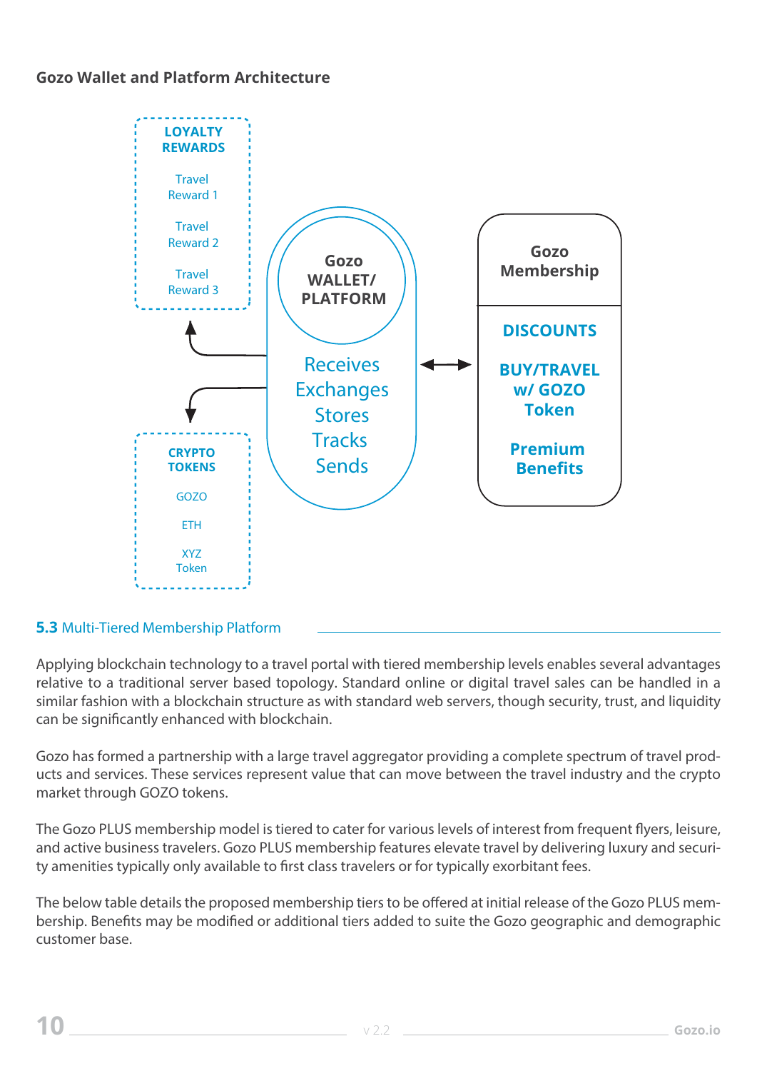**Gozo Wallet and Platform Architecture**

**LOYALTY REWARDS**

Travel Reward 1

Travel Reward 2

Travel Reward 3

**Gozo WALLET/ PLATFORM**

Receives
Exchanges
Stores
Tracks
Sends

**Gozo Membership**

**DISCOUNTS**

**BUY/TRAVEL w/ GOZO Token**

**Premium Benefits**

**CRYPTO TOKENS**

GOZO

ETH

XYZ Token

## **5.3** Multi-Tiered Membership Platform

Applying blockchain technology to a travel portal with tiered membership levels enables several advantages relative to a traditional server based topology. Standard online or digital travel sales can be handled in a similar fashion with a blockchain structure as with standard web servers, though security, trust, and liquidity can be significantly enhanced with blockchain.

Gozo has formed a partnership with a large travel aggregator providing a complete spectrum of travel products and services. These services represent value that can move between the travel industry and the crypto market through GOZO tokens.

The Gozo PLUS membership model is tiered to cater for various levels of interest from frequent flyers, leisure, and active business travelers. Gozo PLUS membership features elevate travel by delivering luxury and security amenities typically only available to first class travelers or for typically exorbitant fees.

The below table details the proposed membership tiers to be offered at initial release of the Gozo PLUS membership. Benefits may be modified or additional tiers added to suite the Gozo geographic and demographic customer base.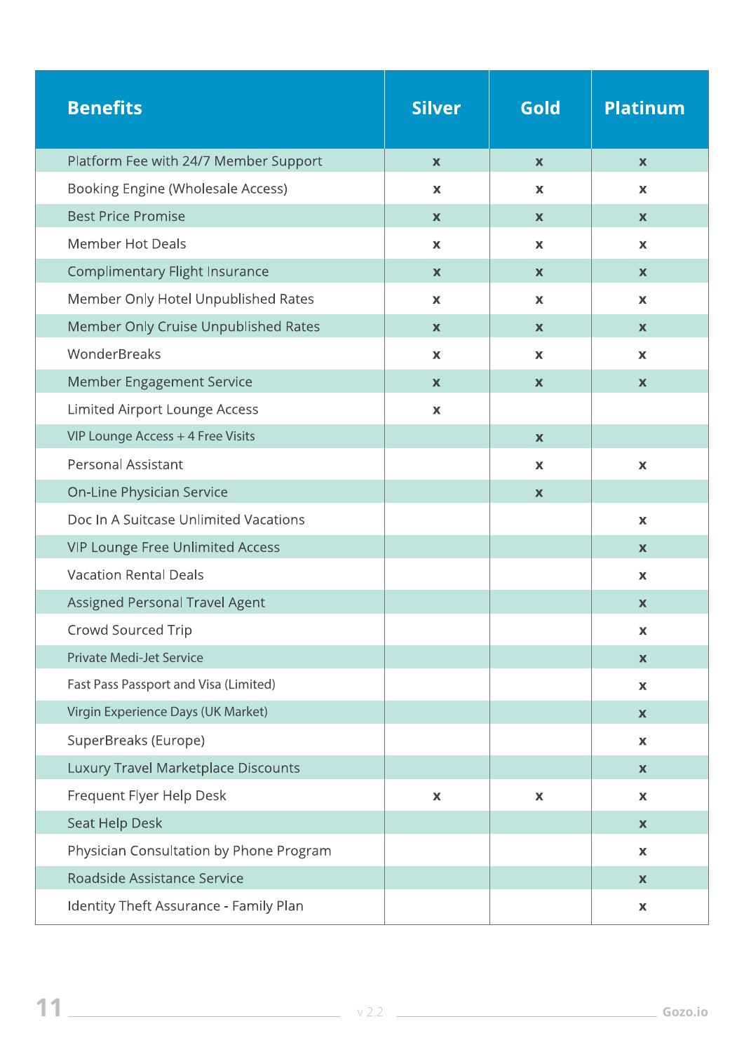| Benefits | Silver | Gold | Platinum |
|---|---|---|---|
| Platform Fee with 24/7 Member Support | x | x | x |
| Booking Engine (Wholesale Access) | x | x | x |
| Best Price Promise | x | x | x |
| Member Hot Deals | x | x | x |
| Complimentary Flight Insurance | x | x | x |
| Member Only Hotel Unpublished Rates | x | x | x |
| Member Only Cruise Unpublished Rates | x | x | x |
| WonderBreaks | x | x | x |
| Member Engagement Service | x | x | x |
| Limited Airport Lounge Access | x | | |
| VIP Lounge Access + 4 Free Visits | | x | |
| Personal Assistant | | x | x |
| On-Line Physician Service | | x | |
| Doc In A Suitcase Unlimited Vacations | | | x |
| VIP Lounge Free Unlimited Access | | | x |
| Vacation Rental Deals | | | x |
| Assigned Personal Travel Agent | | | x |
| Crowd Sourced Trip | | | x |
| Private Medi-Jet Service | | | x |
| Fast Pass Passport and Visa (Limited) | | | x |
| Virgin Experience Days (UK Market) | | | x |
| SuperBreaks (Europe) | | | x |
| Luxury Travel Marketplace Discounts | | | x |
| Frequent Flyer Help Desk | x | x | x |
| Seat Help Desk | | | x |
| Physician Consultation by Phone Program | | | x |
| Roadside Assistance Service | | | x |
| Identity Theft Assurance - Family Plan | | | x |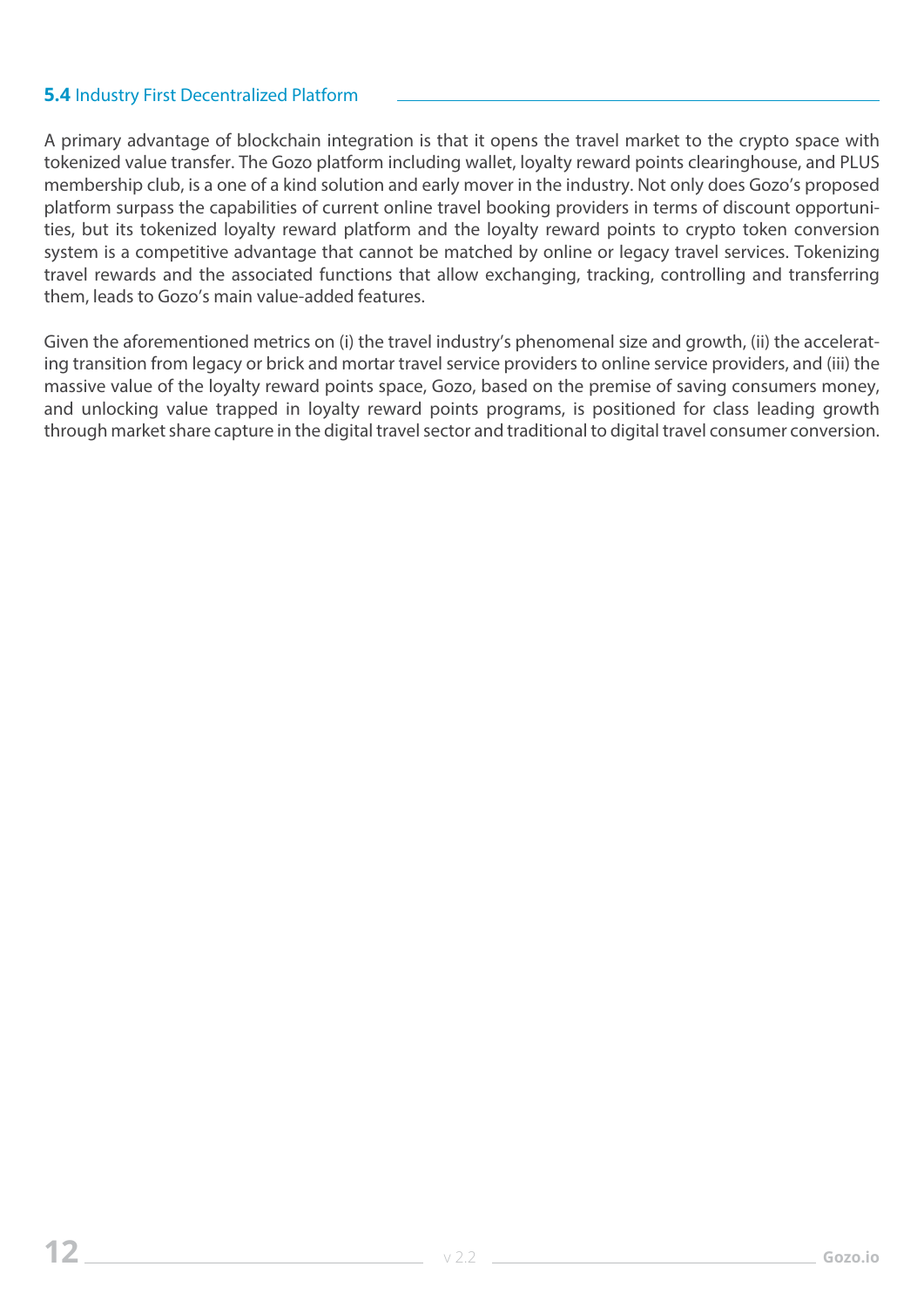### 5.4 Industry First Decentralized Platform

A primary advantage of blockchain integration is that it opens the travel market to the crypto space with tokenized value transfer. The Gozo platform including wallet, loyalty reward points clearinghouse, and PLUS membership club, is a one of a kind solution and early mover in the industry. Not only does Gozo's proposed platform surpass the capabilities of current online travel booking providers in terms of discount opportunities, but its tokenized loyalty reward platform and the loyalty reward points to crypto token conversion system is a competitive advantage that cannot be matched by online or legacy travel services. Tokenizing travel rewards and the associated functions that allow exchanging, tracking, controlling and transferring them, leads to Gozo's main value-added features.

Given the aforementioned metrics on (i) the travel industry's phenomenal size and growth, (ii) the accelerating transition from legacy or brick and mortar travel service providers to online service providers, and (iii) the massive value of the loyalty reward points space, Gozo, based on the premise of saving consumers money, and unlocking value trapped in loyalty reward points programs, is positioned for class leading growth through market share capture in the digital travel sector and traditional to digital travel consumer conversion.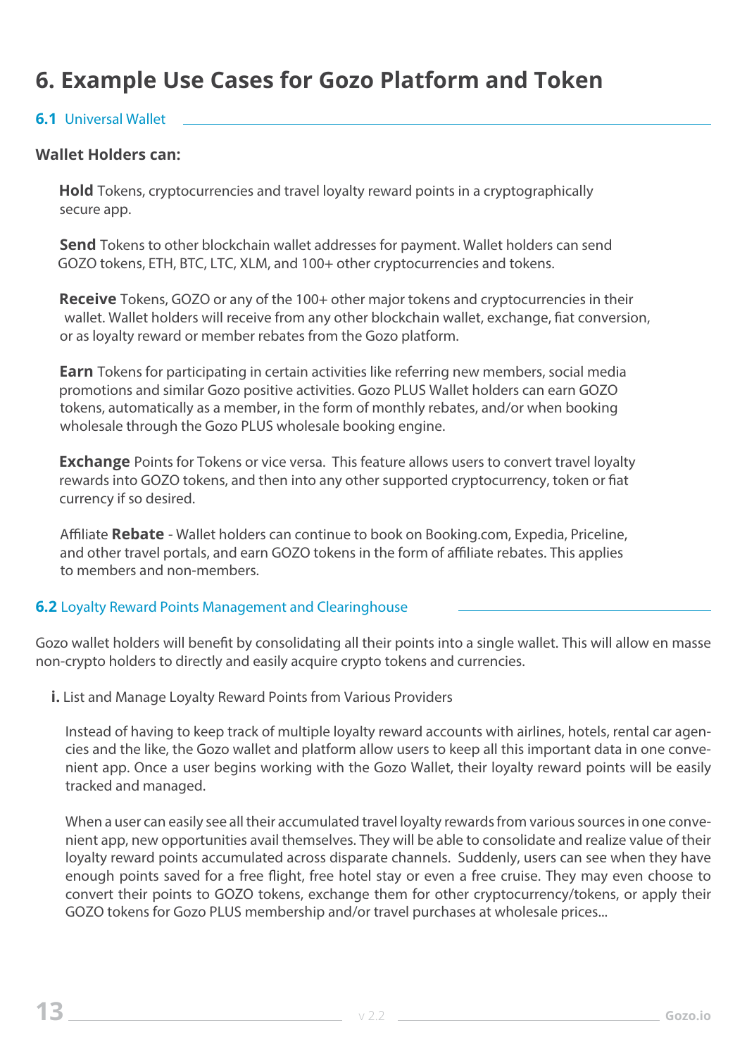# 6. Example Use Cases for Gozo Platform and Token

## 6.1 Universal Wallet

**Wallet Holders can:**

**Hold** Tokens, cryptocurrencies and travel loyalty reward points in a cryptographically secure app.

**Send** Tokens to other blockchain wallet addresses for payment. Wallet holders can send GOZO tokens, ETH, BTC, LTC, XLM, and 100+ other cryptocurrencies and tokens.

**Receive** Tokens, GOZO or any of the 100+ other major tokens and cryptocurrencies in their wallet. Wallet holders will receive from any other blockchain wallet, exchange, fiat conversion, or as loyalty reward or member rebates from the Gozo platform.

**Earn** Tokens for participating in certain activities like referring new members, social media promotions and similar Gozo positive activities. Gozo PLUS Wallet holders can earn GOZO tokens, automatically as a member, in the form of monthly rebates, and/or when booking wholesale through the Gozo PLUS wholesale booking engine.

**Exchange** Points for Tokens or vice versa. This feature allows users to convert travel loyalty rewards into GOZO tokens, and then into any other supported cryptocurrency, token or fiat currency if so desired.

Affiliate **Rebate** - Wallet holders can continue to book on Booking.com, Expedia, Priceline, and other travel portals, and earn GOZO tokens in the form of affiliate rebates. This applies to members and non-members.

## 6.2 Loyalty Reward Points Management and Clearinghouse

Gozo wallet holders will benefit by consolidating all their points into a single wallet. This will allow en masse non-crypto holders to directly and easily acquire crypto tokens and currencies.

**i.** List and Manage Loyalty Reward Points from Various Providers

Instead of having to keep track of multiple loyalty reward accounts with airlines, hotels, rental car agencies and the like, the Gozo wallet and platform allow users to keep all this important data in one convenient app. Once a user begins working with the Gozo Wallet, their loyalty reward points will be easily tracked and managed.

When a user can easily see all their accumulated travel loyalty rewards from various sources in one convenient app, new opportunities avail themselves. They will be able to consolidate and realize value of their loyalty reward points accumulated across disparate channels. Suddenly, users can see when they have enough points saved for a free flight, free hotel stay or even a free cruise. They may even choose to convert their points to GOZO tokens, exchange them for other cryptocurrency/tokens, or apply their GOZO tokens for Gozo PLUS membership and/or travel purchases at wholesale prices...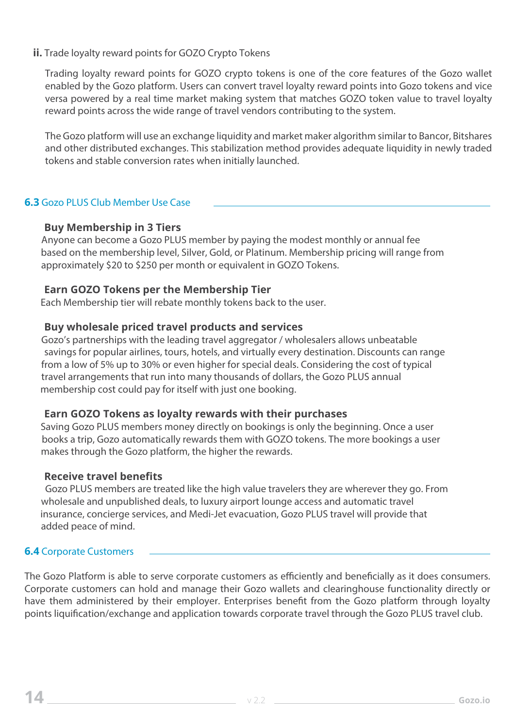**ii.** Trade loyalty reward points for GOZO Crypto Tokens

Trading loyalty reward points for GOZO crypto tokens is one of the core features of the Gozo wallet enabled by the Gozo platform. Users can convert travel loyalty reward points into Gozo tokens and vice versa powered by a real time market making system that matches GOZO token value to travel loyalty reward points across the wide range of travel vendors contributing to the system.

The Gozo platform will use an exchange liquidity and market maker algorithm similar to Bancor, Bitshares and other distributed exchanges. This stabilization method provides adequate liquidity in newly traded tokens and stable conversion rates when initially launched.

## 6.3 Gozo PLUS Club Member Use Case

### Buy Membership in 3 Tiers

Anyone can become a Gozo PLUS member by paying the modest monthly or annual fee based on the membership level, Silver, Gold, or Platinum. Membership pricing will range from approximately $20 to $250 per month or equivalent in GOZO Tokens.

### Earn GOZO Tokens per the Membership Tier

Each Membership tier will rebate monthly tokens back to the user.

### Buy wholesale priced travel products and services

Gozo's partnerships with the leading travel aggregator / wholesalers allows unbeatable savings for popular airlines, tours, hotels, and virtually every destination. Discounts can range from a low of 5% up to 30% or even higher for special deals. Considering the cost of typical travel arrangements that run into many thousands of dollars, the Gozo PLUS annual membership cost could pay for itself with just one booking.

### Earn GOZO Tokens as loyalty rewards with their purchases

Saving Gozo PLUS members money directly on bookings is only the beginning. Once a user books a trip, Gozo automatically rewards them with GOZO tokens. The more bookings a user makes through the Gozo platform, the higher the rewards.

### Receive travel benefits

Gozo PLUS members are treated like the high value travelers they are wherever they go. From wholesale and unpublished deals, to luxury airport lounge access and automatic travel insurance, concierge services, and Medi-Jet evacuation, Gozo PLUS travel will provide that added peace of mind.

## 6.4 Corporate Customers

The Gozo Platform is able to serve corporate customers as efficiently and beneficially as it does consumers. Corporate customers can hold and manage their Gozo wallets and clearinghouse functionality directly or have them administered by their employer. Enterprises benefit from the Gozo platform through loyalty points liquification/exchange and application towards corporate travel through the Gozo PLUS travel club.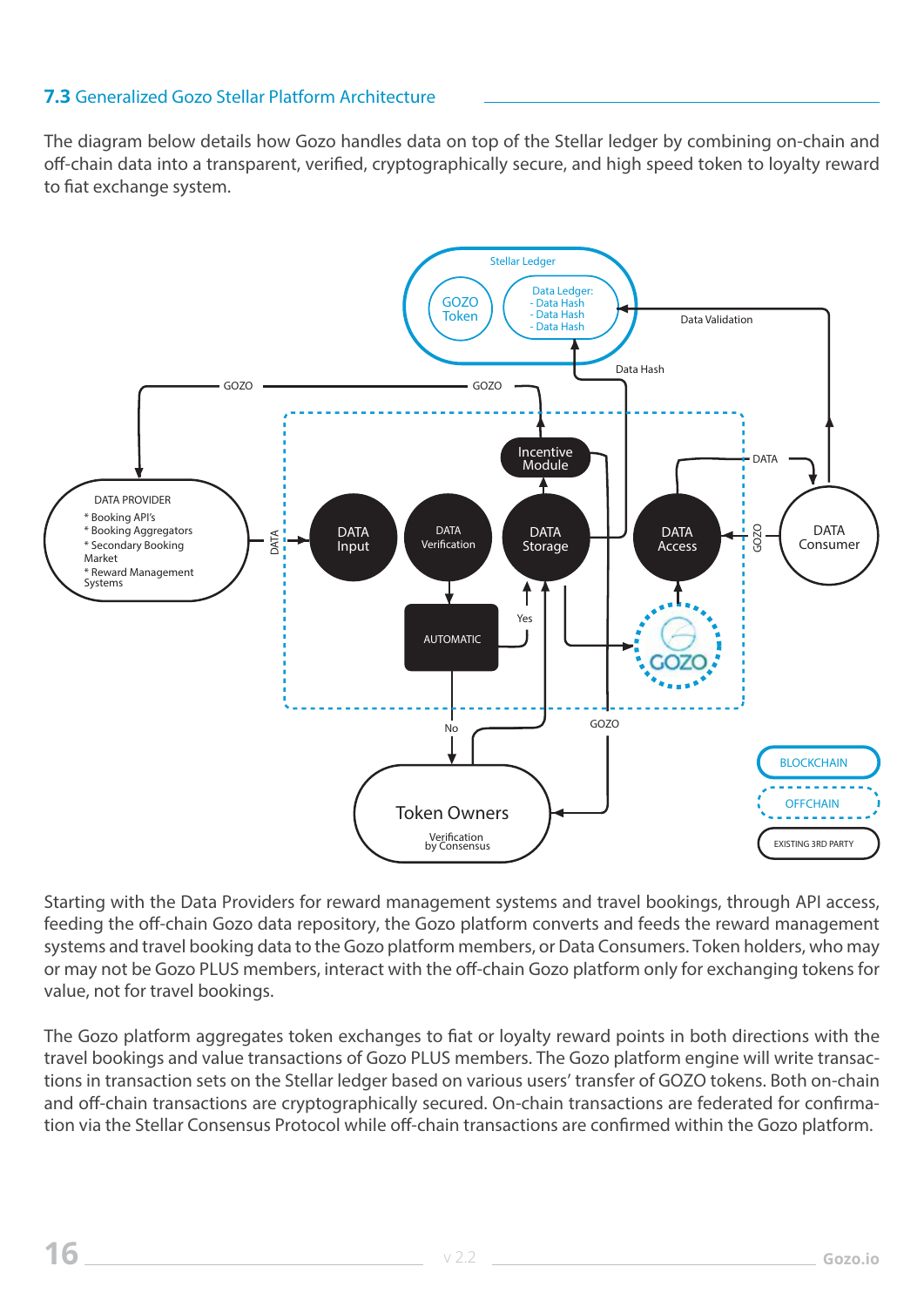## 7.3 Generalized Gozo Stellar Platform Architecture

The diagram below details how Gozo handles data on top of the Stellar ledger by combining on-chain and off-chain data into a transparent, verified, cryptographically secure, and high speed token to loyalty reward to fiat exchange system.

Starting with the Data Providers for reward management systems and travel bookings, through API access, feeding the off-chain Gozo data repository, the Gozo platform converts and feeds the reward management systems and travel booking data to the Gozo platform members, or Data Consumers. Token holders, who may or may not be Gozo PLUS members, interact with the off-chain Gozo platform only for exchanging tokens for value, not for travel bookings.

The Gozo platform aggregates token exchanges to fiat or loyalty reward points in both directions with the travel bookings and value transactions of Gozo PLUS members. The Gozo platform engine will write transactions in transaction sets on the Stellar ledger based on various users' transfer of GOZO tokens. Both on-chain and off-chain transactions are cryptographically secured. On-chain transactions are federated for confirmation via the Stellar Consensus Protocol while off-chain transactions are confirmed within the Gozo platform.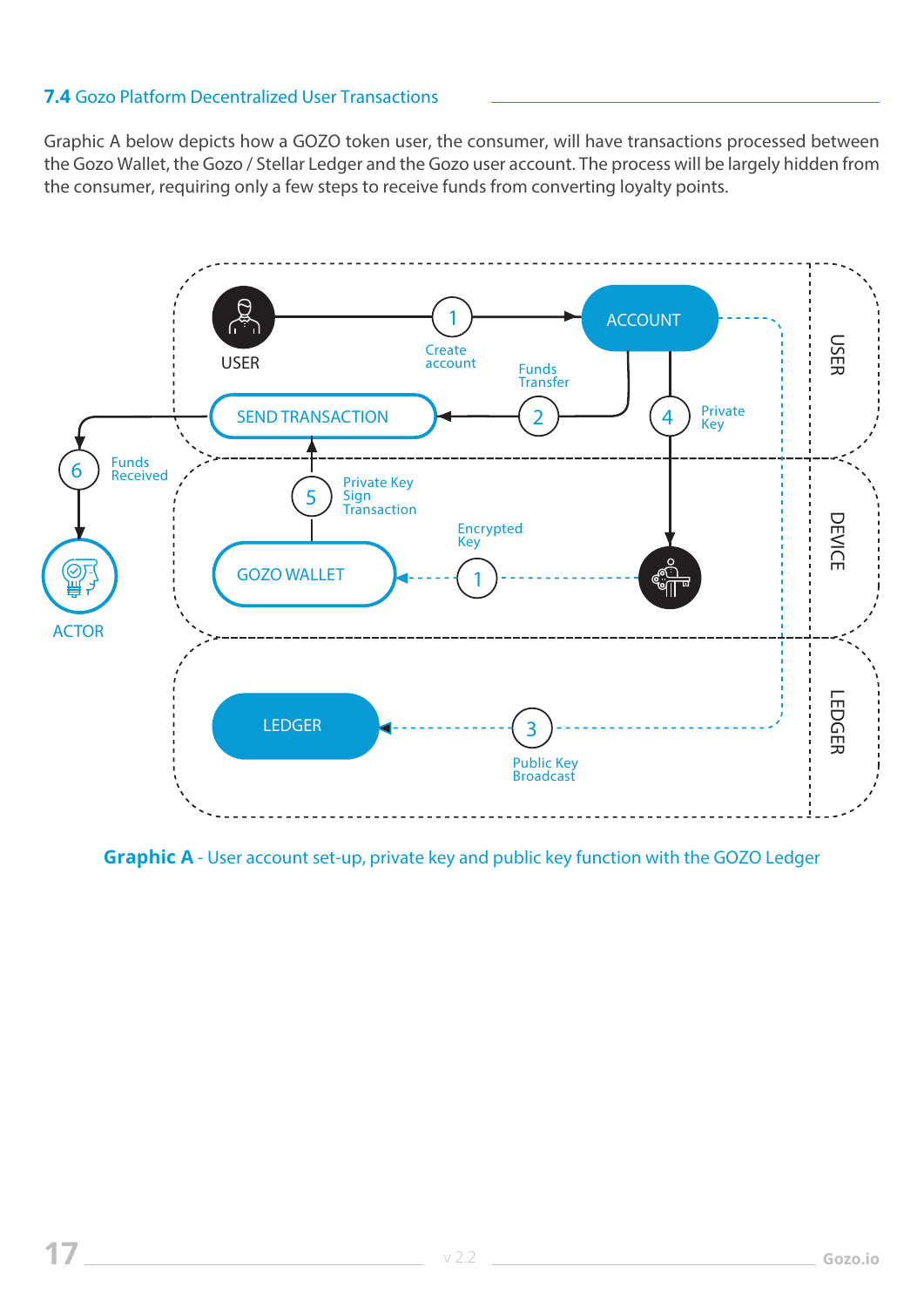### 7.4 Gozo Platform Decentralized User Transactions

Graphic A below depicts how a GOZO token user, the consumer, will have transactions processed between the Gozo Wallet, the Gozo / Stellar Ledger and the Gozo user account. The process will be largely hidden from the consumer, requiring only a few steps to receive funds from converting loyalty points.

**Graphic A** - User account set-up, private key and public key function with the GOZO Ledger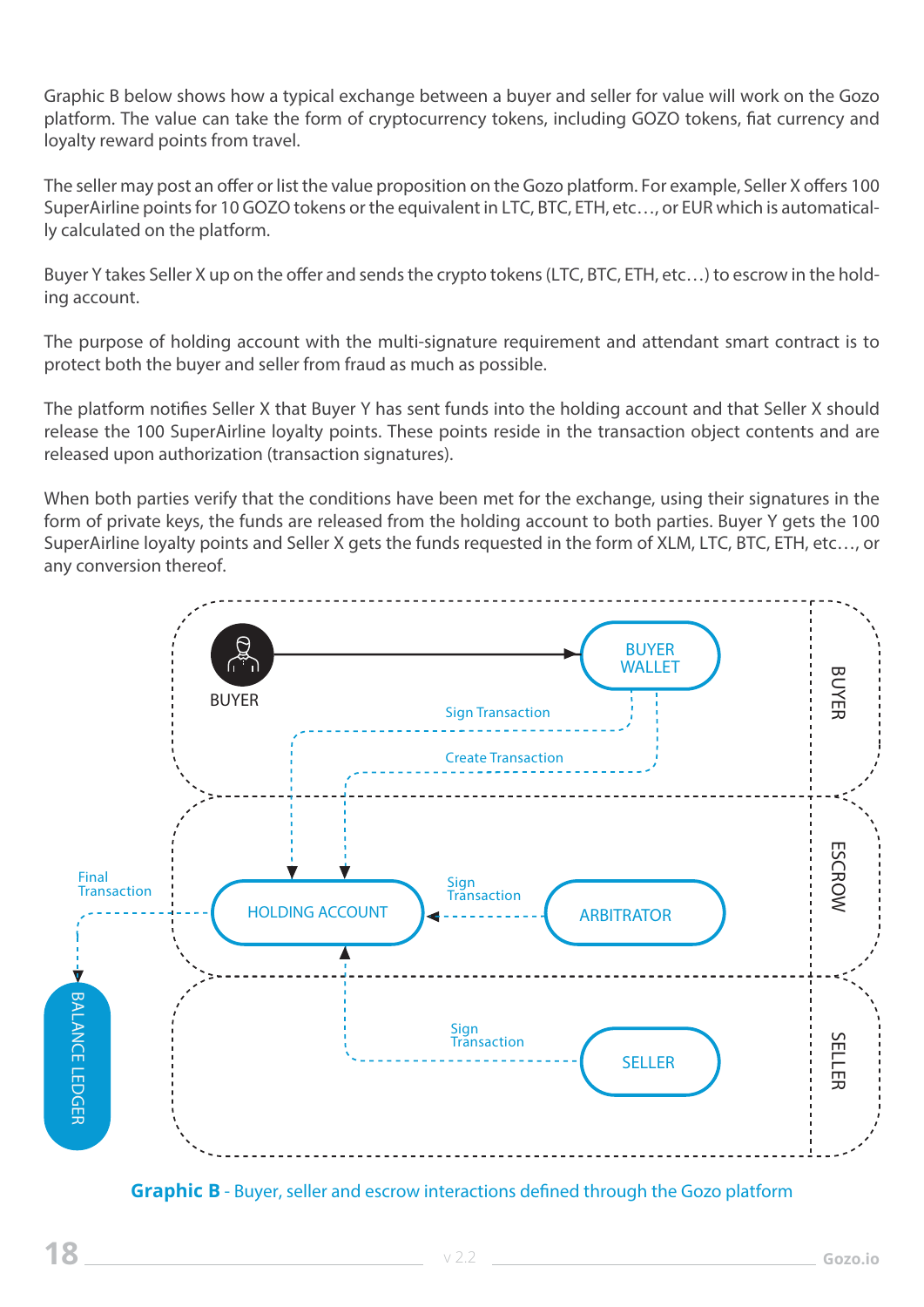Graphic B below shows how a typical exchange between a buyer and seller for value will work on the Gozo platform. The value can take the form of cryptocurrency tokens, including GOZO tokens, fiat currency and loyalty reward points from travel.

The seller may post an offer or list the value proposition on the Gozo platform. For example, Seller X offers 100 SuperAirline points for 10 GOZO tokens or the equivalent in LTC, BTC, ETH, etc…, or EUR which is automatically calculated on the platform.

Buyer Y takes Seller X up on the offer and sends the crypto tokens (LTC, BTC, ETH, etc…) to escrow in the holding account.

The purpose of holding account with the multi-signature requirement and attendant smart contract is to protect both the buyer and seller from fraud as much as possible.

The platform notifies Seller X that Buyer Y has sent funds into the holding account and that Seller X should release the 100 SuperAirline loyalty points. These points reside in the transaction object contents and are released upon authorization (transaction signatures).

When both parties verify that the conditions have been met for the exchange, using their signatures in the form of private keys, the funds are released from the holding account to both parties. Buyer Y gets the 100 SuperAirline loyalty points and Seller X gets the funds requested in the form of XLM, LTC, BTC, ETH, etc…, or any conversion thereof.

BUYER — BUYER WALLET — Sign Transaction — Create Transaction — BUYER

Final Transaction — HOLDING ACCOUNT — Sign Transaction — ARBITRATOR — ESCROW

BALANCE LEDGER — Sign Transaction — SELLER — SELLER

**Graphic B** - Buyer, seller and escrow interactions defined through the Gozo platform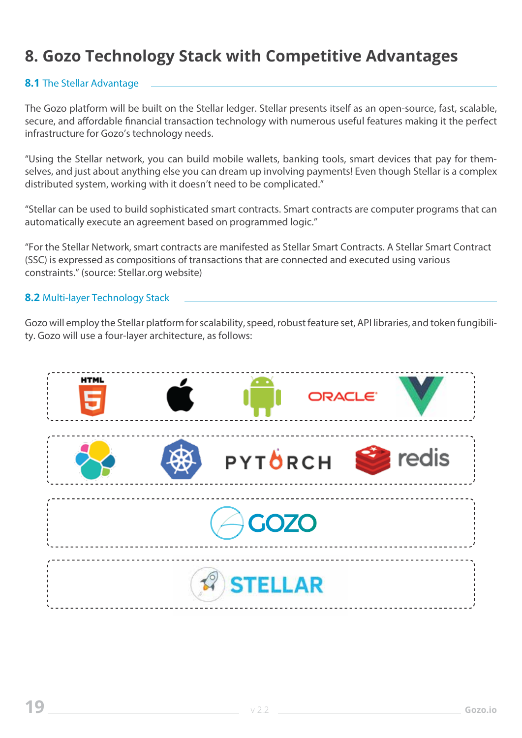# 8. Gozo Technology Stack with Competitive Advantages

## 8.1 The Stellar Advantage

The Gozo platform will be built on the Stellar ledger. Stellar presents itself as an open-source, fast, scalable, secure, and affordable financial transaction technology with numerous useful features making it the perfect infrastructure for Gozo's technology needs.

"Using the Stellar network, you can build mobile wallets, banking tools, smart devices that pay for themselves, and just about anything else you can dream up involving payments! Even though Stellar is a complex distributed system, working with it doesn't need to be complicated."

"Stellar can be used to build sophisticated smart contracts. Smart contracts are computer programs that can automatically execute an agreement based on programmed logic."

"For the Stellar Network, smart contracts are manifested as Stellar Smart Contracts. A Stellar Smart Contract (SSC) is expressed as compositions of transactions that are connected and executed using various constraints." (source: Stellar.org website)

## 8.2 Multi-layer Technology Stack

Gozo will employ the Stellar platform for scalability, speed, robust feature set, API libraries, and token fungibility. Gozo will use a four-layer architecture, as follows:

HTML ORACLE

PYTORCH redis

GOZO

STELLAR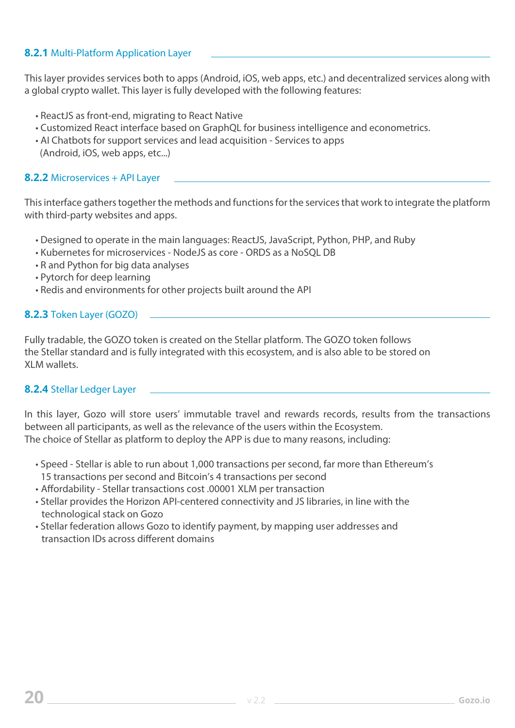### 8.2.1 Multi-Platform Application Layer

This layer provides services both to apps (Android, iOS, web apps, etc.) and decentralized services along with a global crypto wallet. This layer is fully developed with the following features:

- ReactJS as front-end, migrating to React Native
- Customized React interface based on GraphQL for business intelligence and econometrics.
- AI Chatbots for support services and lead acquisition - Services to apps (Android, iOS, web apps, etc...)

### 8.2.2 Microservices + API Layer

This interface gathers together the methods and functions for the services that work to integrate the platform with third-party websites and apps.

- Designed to operate in the main languages: ReactJS, JavaScript, Python, PHP, and Ruby
- Kubernetes for microservices - NodeJS as core - ORDS as a NoSQL DB
- R and Python for big data analyses
- Pytorch for deep learning
- Redis and environments for other projects built around the API

### 8.2.3 Token Layer (GOZO)

Fully tradable, the GOZO token is created on the Stellar platform. The GOZO token follows the Stellar standard and is fully integrated with this ecosystem, and is also able to be stored on XLM wallets.

### 8.2.4 Stellar Ledger Layer

In this layer, Gozo will store users' immutable travel and rewards records, results from the transactions between all participants, as well as the relevance of the users within the Ecosystem.
The choice of Stellar as platform to deploy the APP is due to many reasons, including:

- Speed - Stellar is able to run about 1,000 transactions per second, far more than Ethereum's 15 transactions per second and Bitcoin's 4 transactions per second
- Affordability - Stellar transactions cost .00001 XLM per transaction
- Stellar provides the Horizon API-centered connectivity and JS libraries, in line with the technological stack on Gozo
- Stellar federation allows Gozo to identify payment, by mapping user addresses and transaction IDs across different domains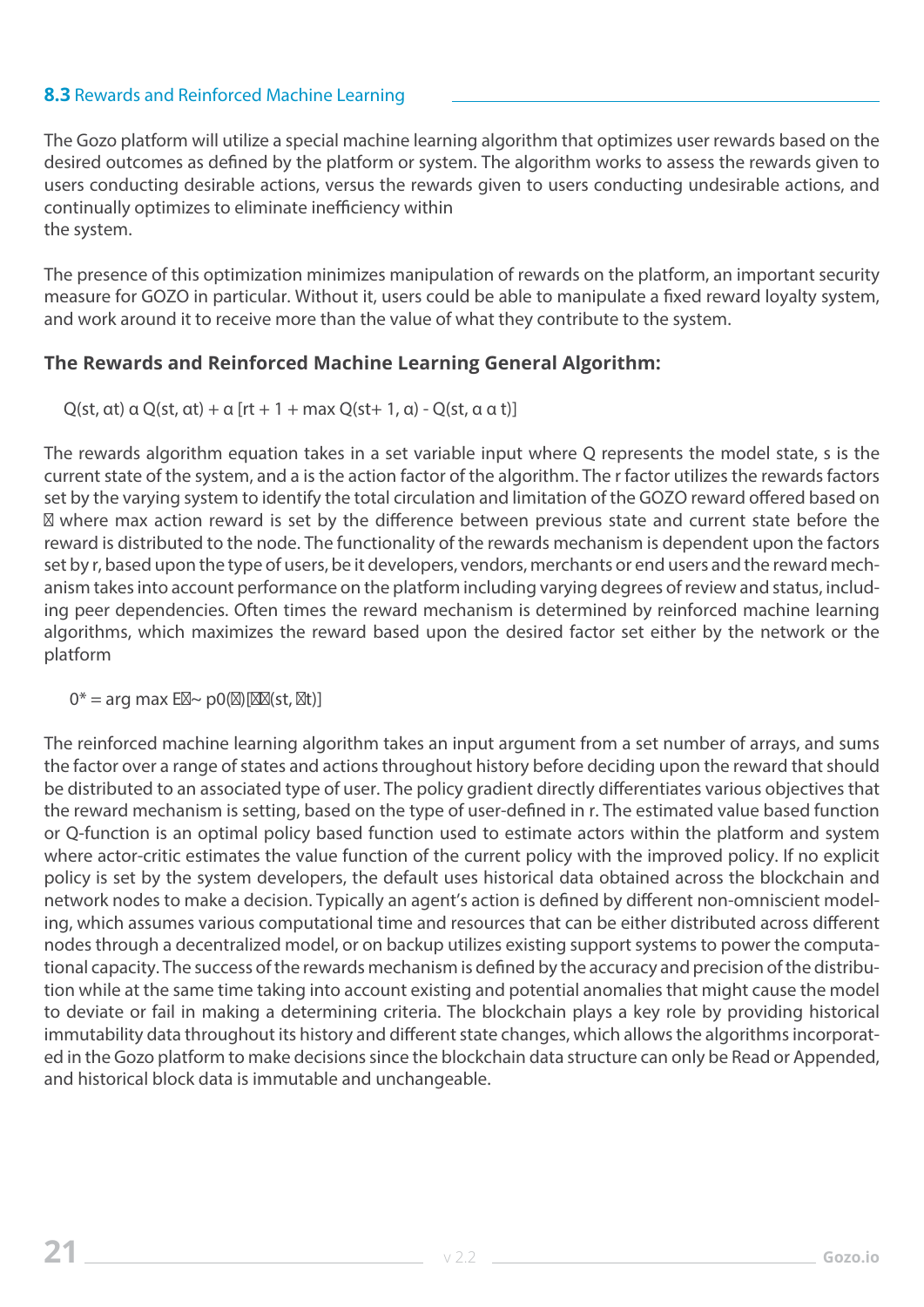## 8.3 Rewards and Reinforced Machine Learning

The Gozo platform will utilize a special machine learning algorithm that optimizes user rewards based on the desired outcomes as defined by the platform or system. The algorithm works to assess the rewards given to users conducting desirable actions, versus the rewards given to users conducting undesirable actions, and continually optimizes to eliminate inefficiency within
the system.

The presence of this optimization minimizes manipulation of rewards on the platform, an important security measure for GOZO in particular. Without it, users could be able to manipulate a fixed reward loyalty system, and work around it to receive more than the value of what they contribute to the system.

### The Rewards and Reinforced Machine Learning General Algorithm:

Q(st, αt) α Q(st, αt) + α [rt + 1 + max Q(st+ 1, α) - Q(st, α α t)]

The rewards algorithm equation takes in a set variable input where Q represents the model state, s is the current state of the system, and a is the action factor of the algorithm. The r factor utilizes the rewards factors set by the varying system to identify the total circulation and limitation of the GOZO reward offered based on � where max action reward is set by the difference between previous state and current state before the reward is distributed to the node. The functionality of the rewards mechanism is dependent upon the factors set by r, based upon the type of users, be it developers, vendors, merchants or end users and the reward mechanism takes into account performance on the platform including varying degrees of review and status, including peer dependencies. Often times the reward mechanism is determined by reinforced machine learning algorithms, which maximizes the reward based upon the desired factor set either by the network or the platform

0* = arg max E�~ p0(�)[��(st, �t)]

The reinforced machine learning algorithm takes an input argument from a set number of arrays, and sums the factor over a range of states and actions throughout history before deciding upon the reward that should be distributed to an associated type of user. The policy gradient directly differentiates various objectives that the reward mechanism is setting, based on the type of user-defined in r. The estimated value based function or Q-function is an optimal policy based function used to estimate actors within the platform and system where actor-critic estimates the value function of the current policy with the improved policy. If no explicit policy is set by the system developers, the default uses historical data obtained across the blockchain and network nodes to make a decision. Typically an agent's action is defined by different non-omniscient modeling, which assumes various computational time and resources that can be either distributed across different nodes through a decentralized model, or on backup utilizes existing support systems to power the computational capacity. The success of the rewards mechanism is defined by the accuracy and precision of the distribution while at the same time taking into account existing and potential anomalies that might cause the model to deviate or fail in making a determining criteria. The blockchain plays a key role by providing historical immutability data throughout its history and different state changes, which allows the algorithms incorporated in the Gozo platform to make decisions since the blockchain data structure can only be Read or Appended, and historical block data is immutable and unchangeable.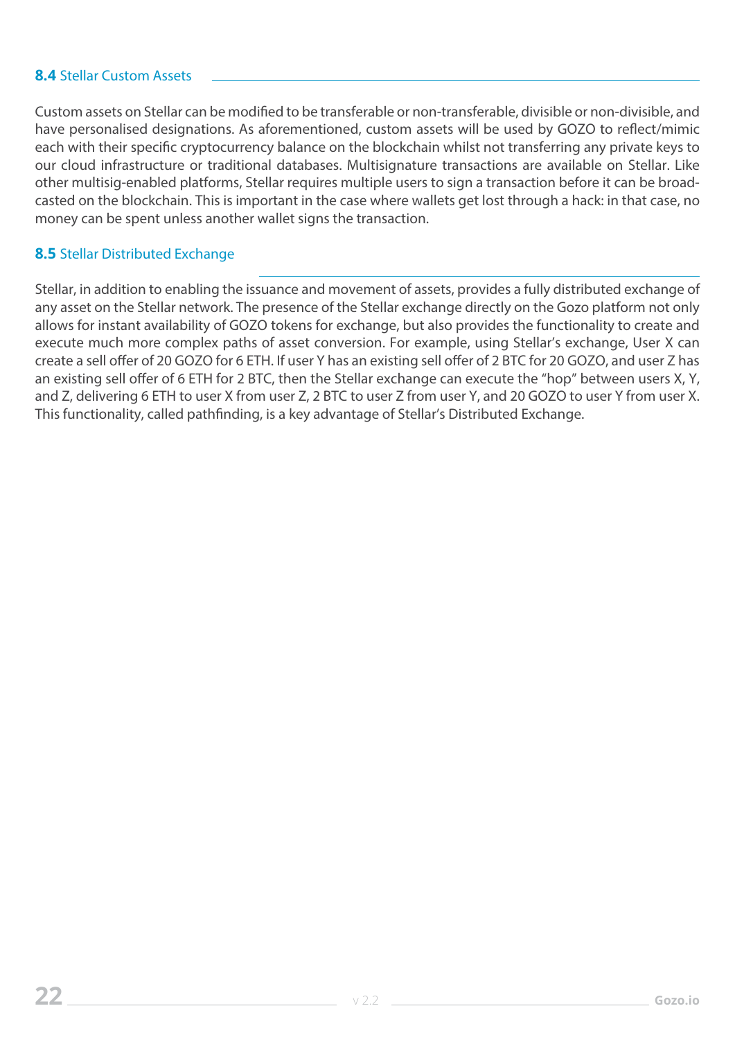### 8.4 Stellar Custom Assets

Custom assets on Stellar can be modified to be transferable or non-transferable, divisible or non-divisible, and have personalised designations. As aforementioned, custom assets will be used by GOZO to reflect/mimic each with their specific cryptocurrency balance on the blockchain whilst not transferring any private keys to our cloud infrastructure or traditional databases. Multisignature transactions are available on Stellar. Like other multisig-enabled platforms, Stellar requires multiple users to sign a transaction before it can be broadcasted on the blockchain. This is important in the case where wallets get lost through a hack: in that case, no money can be spent unless another wallet signs the transaction.

### 8.5 Stellar Distributed Exchange

Stellar, in addition to enabling the issuance and movement of assets, provides a fully distributed exchange of any asset on the Stellar network. The presence of the Stellar exchange directly on the Gozo platform not only allows for instant availability of GOZO tokens for exchange, but also provides the functionality to create and execute much more complex paths of asset conversion. For example, using Stellar's exchange, User X can create a sell offer of 20 GOZO for 6 ETH. If user Y has an existing sell offer of 2 BTC for 20 GOZO, and user Z has an existing sell offer of 6 ETH for 2 BTC, then the Stellar exchange can execute the "hop" between users X, Y, and Z, delivering 6 ETH to user X from user Z, 2 BTC to user Z from user Y, and 20 GOZO to user Y from user X. This functionality, called pathfinding, is a key advantage of Stellar's Distributed Exchange.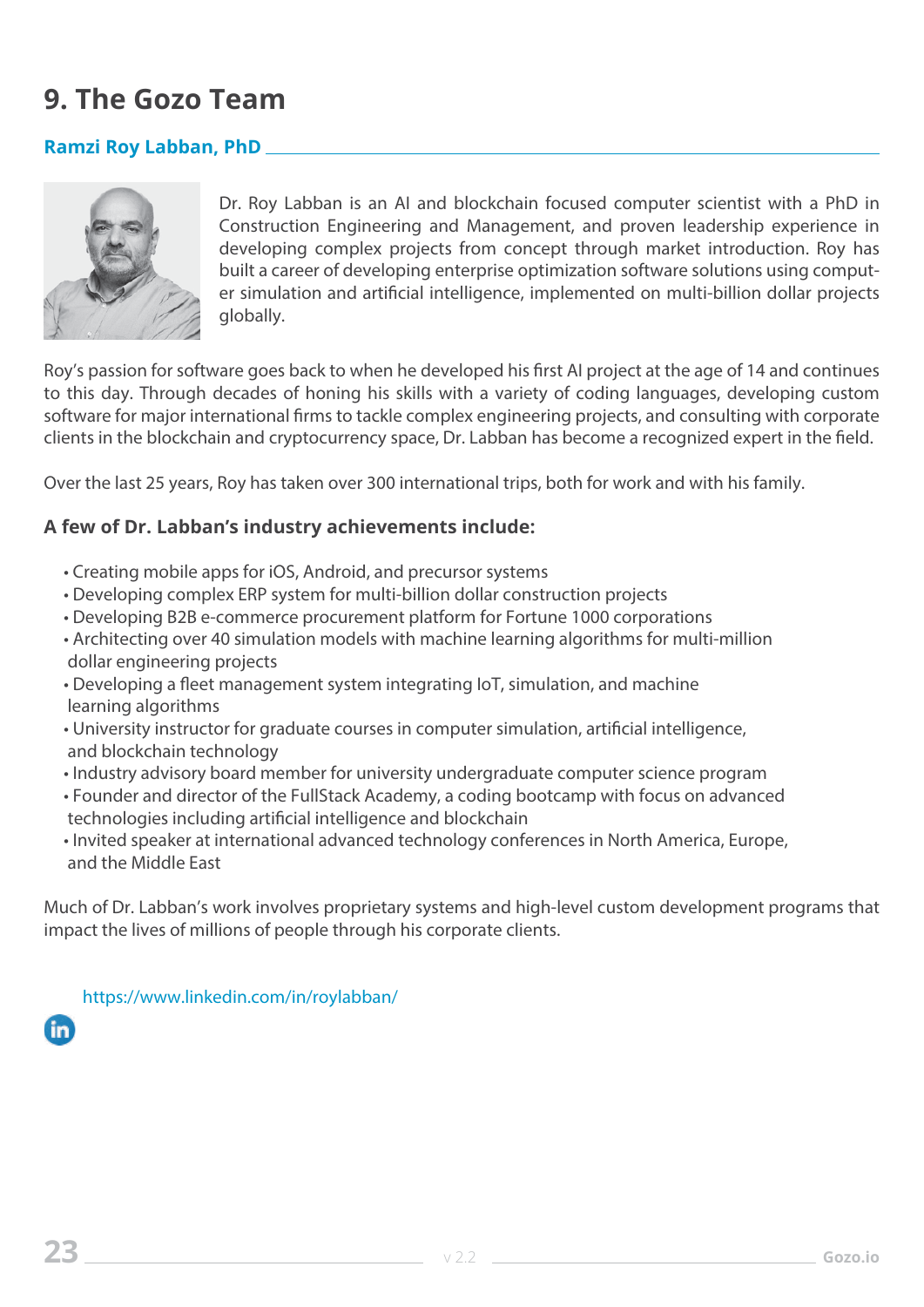# 9. The Gozo Team

## Ramzi Roy Labban, PhD

Dr. Roy Labban is an AI and blockchain focused computer scientist with a PhD in Construction Engineering and Management, and proven leadership experience in developing complex projects from concept through market introduction. Roy has built a career of developing enterprise optimization software solutions using computer simulation and artificial intelligence, implemented on multi-billion dollar projects globally.

Roy's passion for software goes back to when he developed his first AI project at the age of 14 and continues to this day. Through decades of honing his skills with a variety of coding languages, developing custom software for major international firms to tackle complex engineering projects, and consulting with corporate clients in the blockchain and cryptocurrency space, Dr. Labban has become a recognized expert in the field.

Over the last 25 years, Roy has taken over 300 international trips, both for work and with his family.

### A few of Dr. Labban's industry achievements include:

- Creating mobile apps for iOS, Android, and precursor systems
- Developing complex ERP system for multi-billion dollar construction projects
- Developing B2B e-commerce procurement platform for Fortune 1000 corporations
- Architecting over 40 simulation models with machine learning algorithms for multi-million dollar engineering projects
- Developing a fleet management system integrating IoT, simulation, and machine learning algorithms
- University instructor for graduate courses in computer simulation, artificial intelligence, and blockchain technology
- Industry advisory board member for university undergraduate computer science program
- Founder and director of the FullStack Academy, a coding bootcamp with focus on advanced technologies including artificial intelligence and blockchain
- Invited speaker at international advanced technology conferences in North America, Europe, and the Middle East

Much of Dr. Labban's work involves proprietary systems and high-level custom development programs that impact the lives of millions of people through his corporate clients.

https://www.linkedin.com/in/roylabban/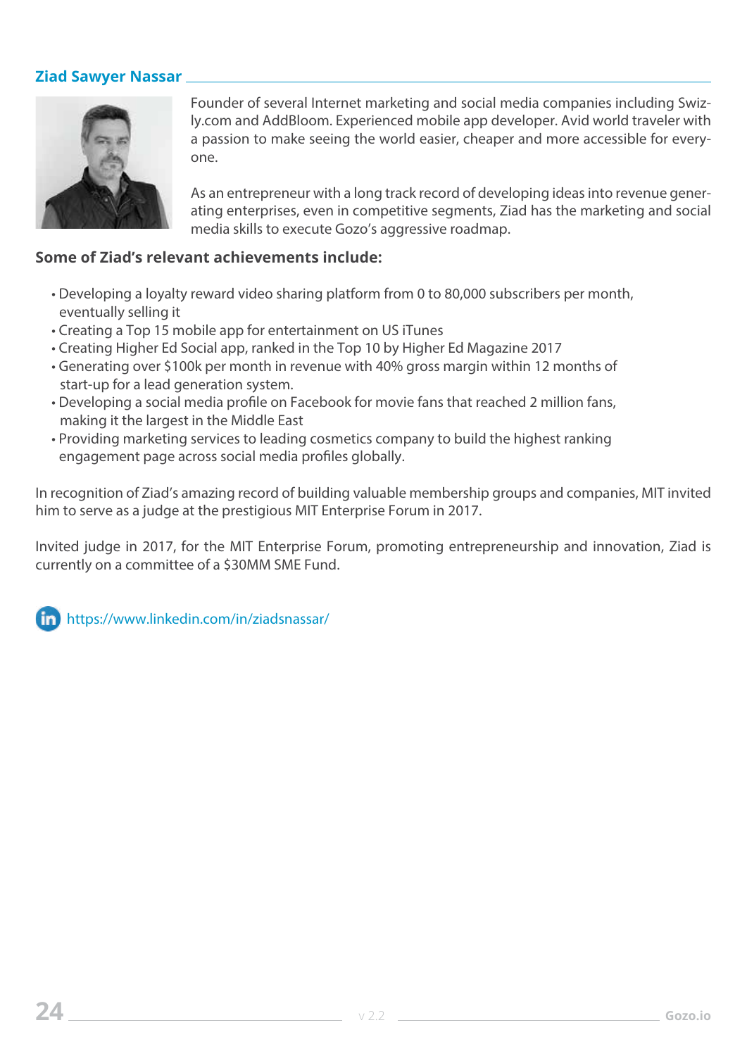## Ziad Sawyer Nassar

Founder of several Internet marketing and social media companies including Swizly.com and AddBloom. Experienced mobile app developer. Avid world traveler with a passion to make seeing the world easier, cheaper and more accessible for everyone.

As an entrepreneur with a long track record of developing ideas into revenue generating enterprises, even in competitive segments, Ziad has the marketing and social media skills to execute Gozo's aggressive roadmap.

### Some of Ziad's relevant achievements include:

- Developing a loyalty reward video sharing platform from 0 to 80,000 subscribers per month, eventually selling it
- Creating a Top 15 mobile app for entertainment on US iTunes
- Creating Higher Ed Social app, ranked in the Top 10 by Higher Ed Magazine 2017
- Generating over $100k per month in revenue with 40% gross margin within 12 months of start-up for a lead generation system.
- Developing a social media profile on Facebook for movie fans that reached 2 million fans, making it the largest in the Middle East
- Providing marketing services to leading cosmetics company to build the highest ranking engagement page across social media profiles globally.

In recognition of Ziad's amazing record of building valuable membership groups and companies, MIT invited him to serve as a judge at the prestigious MIT Enterprise Forum in 2017.

Invited judge in 2017, for the MIT Enterprise Forum, promoting entrepreneurship and innovation, Ziad is currently on a committee of a $30MM SME Fund.

https://www.linkedin.com/in/ziadsnassar/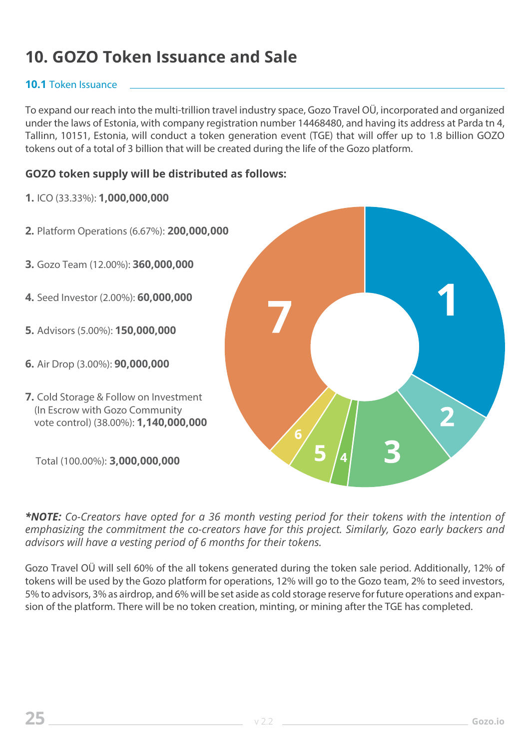# 10. GOZO Token Issuance and Sale

## **10.1** Token Issuance

To expand our reach into the multi-trillion travel industry space, Gozo Travel OÜ, incorporated and organized under the laws of Estonia, with company registration number 14468480, and having its address at Parda tn 4, Tallinn, 10151, Estonia, will conduct a token generation event (TGE) that will offer up to 1.8 billion GOZO tokens out of a total of 3 billion that will be created during the life of the Gozo platform.

**GOZO token supply will be distributed as follows:**

**1.** ICO (33.33%): **1,000,000,000**

**2.** Platform Operations (6.67%): **200,000,000**

**3.** Gozo Team (12.00%): **360,000,000**

**4.** Seed Investor (2.00%): **60,000,000**

**5.** Advisors (5.00%): **150,000,000**

**6.** Air Drop (3.00%): **90,000,000**

**7.** Cold Storage & Follow on Investment (In Escrow with Gozo Community vote control) (38.00%): **1,140,000,000**

Total (100.00%): **3,000,000,000**

***NOTE:*** *Co-Creators have opted for a 36 month vesting period for their tokens with the intention of emphasizing the commitment the co-creators have for this project. Similarly, Gozo early backers and advisors will have a vesting period of 6 months for their tokens.*

Gozo Travel OÜ will sell 60% of the all tokens generated during the token sale period. Additionally, 12% of tokens will be used by the Gozo platform for operations, 12% will go to the Gozo team, 2% to seed investors, 5% to advisors, 3% as airdrop, and 6% will be set aside as cold storage reserve for future operations and expansion of the platform. There will be no token creation, minting, or mining after the TGE has completed.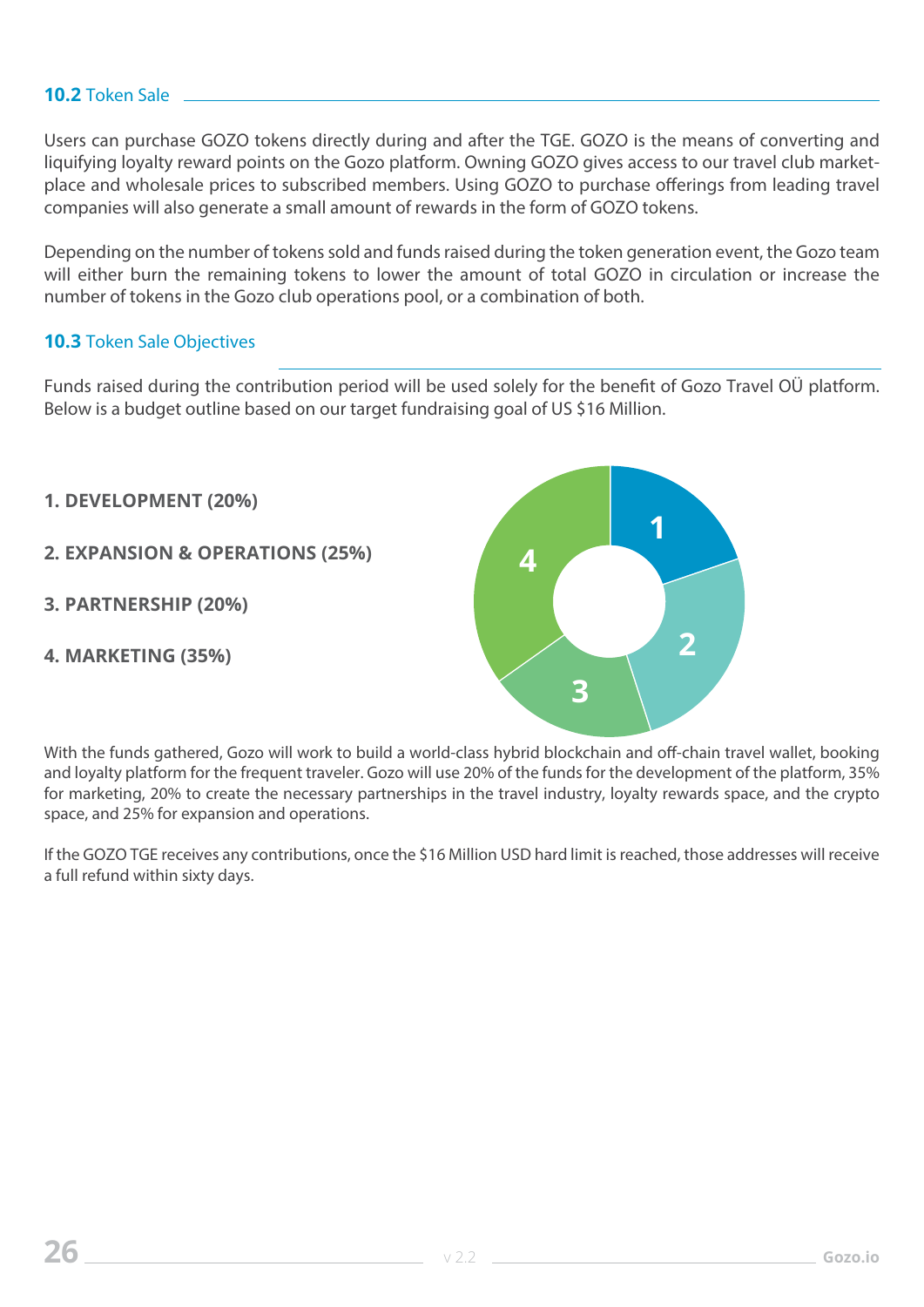## 10.2 Token Sale

Users can purchase GOZO tokens directly during and after the TGE. GOZO is the means of converting and liquifying loyalty reward points on the Gozo platform. Owning GOZO gives access to our travel club market-place and wholesale prices to subscribed members. Using GOZO to purchase offerings from leading travel companies will also generate a small amount of rewards in the form of GOZO tokens.

Depending on the number of tokens sold and funds raised during the token generation event, the Gozo team will either burn the remaining tokens to lower the amount of total GOZO in circulation or increase the number of tokens in the Gozo club operations pool, or a combination of both.

## 10.3 Token Sale Objectives

Funds raised during the contribution period will be used solely for the benefit of Gozo Travel OÜ platform. Below is a budget outline based on our target fundraising goal of US $16 Million.

**1. DEVELOPMENT (20%)**

**2. EXPANSION & OPERATIONS (25%)**

**3. PARTNERSHIP (20%)**

**4. MARKETING (35%)**

With the funds gathered, Gozo will work to build a world-class hybrid blockchain and off-chain travel wallet, booking and loyalty platform for the frequent traveler. Gozo will use 20% of the funds for the development of the platform, 35% for marketing, 20% to create the necessary partnerships in the travel industry, loyalty rewards space, and the crypto space, and 25% for expansion and operations.

If the GOZO TGE receives any contributions, once the $16 Million USD hard limit is reached, those addresses will receive a full refund within sixty days.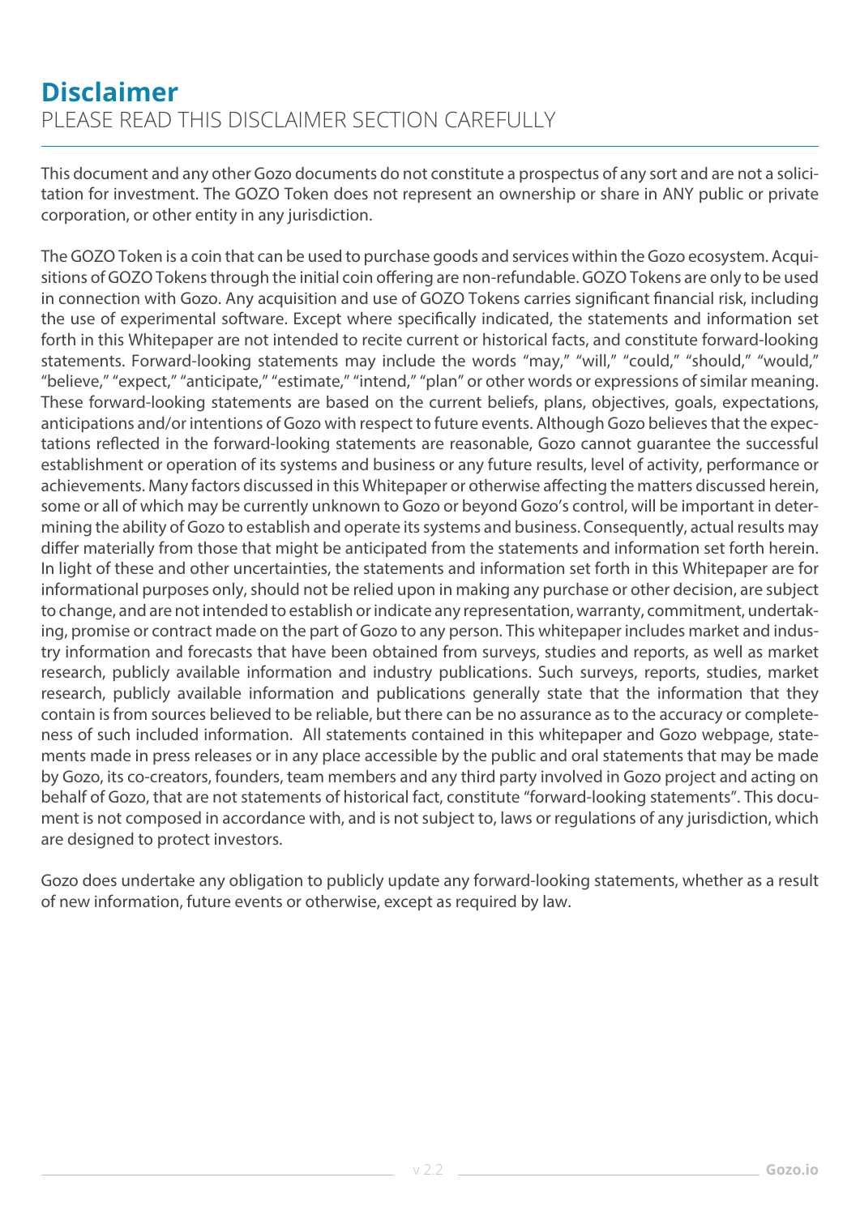# Disclaimer

PLEASE READ THIS DISCLAIMER SECTION CAREFULLY

This document and any other Gozo documents do not constitute a prospectus of any sort and are not a solicitation for investment. The GOZO Token does not represent an ownership or share in ANY public or private corporation, or other entity in any jurisdiction.

The GOZO Token is a coin that can be used to purchase goods and services within the Gozo ecosystem. Acquisitions of GOZO Tokens through the initial coin offering are non-refundable. GOZO Tokens are only to be used in connection with Gozo. Any acquisition and use of GOZO Tokens carries significant financial risk, including the use of experimental software. Except where specifically indicated, the statements and information set forth in this Whitepaper are not intended to recite current or historical facts, and constitute forward-looking statements. Forward-looking statements may include the words "may," "will," "could," "should," "would," "believe," "expect," "anticipate," "estimate," "intend," "plan" or other words or expressions of similar meaning. These forward-looking statements are based on the current beliefs, plans, objectives, goals, expectations, anticipations and/or intentions of Gozo with respect to future events. Although Gozo believes that the expectations reflected in the forward-looking statements are reasonable, Gozo cannot guarantee the successful establishment or operation of its systems and business or any future results, level of activity, performance or achievements. Many factors discussed in this Whitepaper or otherwise affecting the matters discussed herein, some or all of which may be currently unknown to Gozo or beyond Gozo's control, will be important in determining the ability of Gozo to establish and operate its systems and business. Consequently, actual results may differ materially from those that might be anticipated from the statements and information set forth herein. In light of these and other uncertainties, the statements and information set forth in this Whitepaper are for informational purposes only, should not be relied upon in making any purchase or other decision, are subject to change, and are not intended to establish or indicate any representation, warranty, commitment, undertaking, promise or contract made on the part of Gozo to any person. This whitepaper includes market and industry information and forecasts that have been obtained from surveys, studies and reports, as well as market research, publicly available information and industry publications. Such surveys, reports, studies, market research, publicly available information and publications generally state that the information that they contain is from sources believed to be reliable, but there can be no assurance as to the accuracy or completeness of such included information. All statements contained in this whitepaper and Gozo webpage, statements made in press releases or in any place accessible by the public and oral statements that may be made by Gozo, its co-creators, founders, team members and any third party involved in Gozo project and acting on behalf of Gozo, that are not statements of historical fact, constitute "forward-looking statements". This document is not composed in accordance with, and is not subject to, laws or regulations of any jurisdiction, which are designed to protect investors.

Gozo does undertake any obligation to publicly update any forward-looking statements, whether as a result of new information, future events or otherwise, except as required by law.